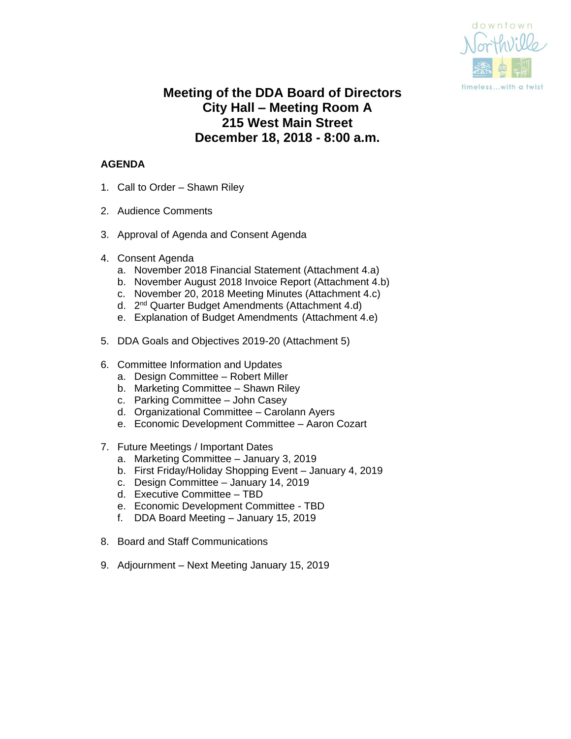# Meeting of the DDA Board of Directors
# City Hall – Meeting Room A
# 215 West Main Street
# December 18, 2018 - 8:00 a.m.

**AGENDA**

1. Call to Order – Shawn Riley

2. Audience Comments

3. Approval of Agenda and Consent Agenda

4. Consent Agenda
   a. November 2018 Financial Statement (Attachment 4.a)
   b. November August 2018 Invoice Report (Attachment 4.b)
   c. November 20, 2018 Meeting Minutes (Attachment 4.c)
   d. 2nd Quarter Budget Amendments (Attachment 4.d)
   e. Explanation of Budget Amendments (Attachment 4.e)

5. DDA Goals and Objectives 2019-20 (Attachment 5)

6. Committee Information and Updates
   a. Design Committee – Robert Miller
   b. Marketing Committee – Shawn Riley
   c. Parking Committee – John Casey
   d. Organizational Committee – Carolann Ayers
   e. Economic Development Committee – Aaron Cozart

7. Future Meetings / Important Dates
   a. Marketing Committee – January 3, 2019
   b. First Friday/Holiday Shopping Event – January 4, 2019
   c. Design Committee – January 14, 2019
   d. Executive Committee – TBD
   e. Economic Development Committee - TBD
   f. DDA Board Meeting – January 15, 2019

8. Board and Staff Communications

9. Adjournment – Next Meeting January 15, 2019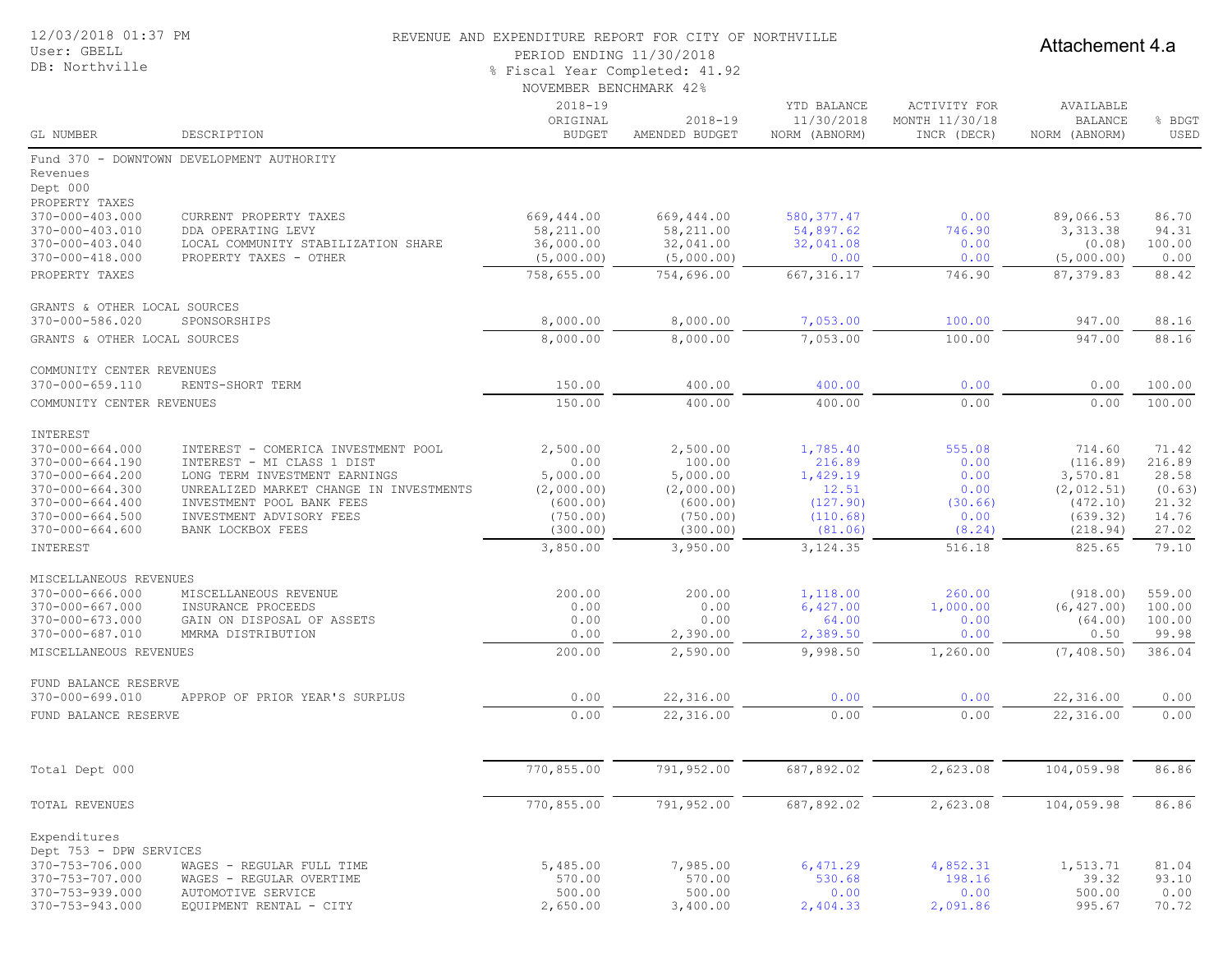12/03/2018 01:37 PM
User: GBELL
DB: Northville

REVENUE AND EXPENDITURE REPORT FOR CITY OF NORTHVILLE
PERIOD ENDING 11/30/2018
% Fiscal Year Completed: 41.92
NOVEMBER BENCHMARK 42%

Attachement 4.a

| GL NUMBER | DESCRIPTION | 2018-19 ORIGINAL BUDGET | 2018-19 AMENDED BUDGET | YTD BALANCE 11/30/2018 NORM (ABNORM) | ACTIVITY FOR MONTH 11/30/18 INCR (DECR) | AVAILABLE BALANCE NORM (ABNORM) | % BDGT USED |
|---|---|---|---|---|---|---|---|
| Fund 370 - DOWNTOWN DEVELOPMENT AUTHORITY | | | | | | | |
| Revenues | | | | | | | |
| Dept 000 | | | | | | | |
| PROPERTY TAXES | | | | | | | |
| 370-000-403.000 | CURRENT PROPERTY TAXES | 669,444.00 | 669,444.00 | 580,377.47 | 0.00 | 89,066.53 | 86.70 |
| 370-000-403.010 | DDA OPERATING LEVY | 58,211.00 | 58,211.00 | 54,897.62 | 746.90 | 3,313.38 | 94.31 |
| 370-000-403.040 | LOCAL COMMUNITY STABILIZATION SHARE | 36,000.00 | 32,041.00 | 32,041.08 | 0.00 | (0.08) | 100.00 |
| 370-000-418.000 | PROPERTY TAXES - OTHER | (5,000.00) | (5,000.00) | 0.00 | 0.00 | (5,000.00) | 0.00 |
| PROPERTY TAXES | | 758,655.00 | 754,696.00 | 667,316.17 | 746.90 | 87,379.83 | 88.42 |
| GRANTS & OTHER LOCAL SOURCES | | | | | | | |
| 370-000-586.020 | SPONSORSHIPS | 8,000.00 | 8,000.00 | 7,053.00 | 100.00 | 947.00 | 88.16 |
| GRANTS & OTHER LOCAL SOURCES | | 8,000.00 | 8,000.00 | 7,053.00 | 100.00 | 947.00 | 88.16 |
| COMMUNITY CENTER REVENUES | | | | | | | |
| 370-000-659.110 | RENTS-SHORT TERM | 150.00 | 400.00 | 400.00 | 0.00 | 0.00 | 100.00 |
| COMMUNITY CENTER REVENUES | | 150.00 | 400.00 | 400.00 | 0.00 | 0.00 | 100.00 |
| INTEREST | | | | | | | |
| 370-000-664.000 | INTEREST - COMERICA INVESTMENT POOL | 2,500.00 | 2,500.00 | 1,785.40 | 555.08 | 714.60 | 71.42 |
| 370-000-664.190 | INTEREST - MI CLASS 1 DIST | 0.00 | 100.00 | 216.89 | 0.00 | (116.89) | 216.89 |
| 370-000-664.200 | LONG TERM INVESTMENT EARNINGS | 5,000.00 | 5,000.00 | 1,429.19 | 0.00 | 3,570.81 | 28.58 |
| 370-000-664.300 | UNREALIZED MARKET CHANGE IN INVESTMENTS | (2,000.00) | (2,000.00) | 12.51 | 0.00 | (2,012.51) | (0.63) |
| 370-000-664.400 | INVESTMENT POOL BANK FEES | (600.00) | (600.00) | (127.90) | (30.66) | (472.10) | 21.32 |
| 370-000-664.500 | INVESTMENT ADVISORY FEES | (750.00) | (750.00) | (110.68) | 0.00 | (639.32) | 14.76 |
| 370-000-664.600 | BANK LOCKBOX FEES | (300.00) | (300.00) | (81.06) | (8.24) | (218.94) | 27.02 |
| INTEREST | | 3,850.00 | 3,950.00 | 3,124.35 | 516.18 | 825.65 | 79.10 |
| MISCELLANEOUS REVENUES | | | | | | | |
| 370-000-666.000 | MISCELLANEOUS REVENUE | 200.00 | 200.00 | 1,118.00 | 260.00 | (918.00) | 559.00 |
| 370-000-667.000 | INSURANCE PROCEEDS | 0.00 | 0.00 | 6,427.00 | 1,000.00 | (6,427.00) | 100.00 |
| 370-000-673.000 | GAIN ON DISPOSAL OF ASSETS | 0.00 | 0.00 | 64.00 | 0.00 | (64.00) | 100.00 |
| 370-000-687.010 | MMRMA DISTRIBUTION | 0.00 | 2,390.00 | 2,389.50 | 0.00 | 0.50 | 99.98 |
| MISCELLANEOUS REVENUES | | 200.00 | 2,590.00 | 9,998.50 | 1,260.00 | (7,408.50) | 386.04 |
| FUND BALANCE RESERVE | | | | | | | |
| 370-000-699.010 | APPROP OF PRIOR YEAR'S SURPLUS | 0.00 | 22,316.00 | 0.00 | 0.00 | 22,316.00 | 0.00 |
| FUND BALANCE RESERVE | | 0.00 | 22,316.00 | 0.00 | 0.00 | 22,316.00 | 0.00 |
| Total Dept 000 | | 770,855.00 | 791,952.00 | 687,892.02 | 2,623.08 | 104,059.98 | 86.86 |
| TOTAL REVENUES | | 770,855.00 | 791,952.00 | 687,892.02 | 2,623.08 | 104,059.98 | 86.86 |
| Expenditures | | | | | | | |
| Dept 753 - DPW SERVICES | | | | | | | |
| 370-753-706.000 | WAGES - REGULAR FULL TIME | 5,485.00 | 7,985.00 | 6,471.29 | 4,852.31 | 1,513.71 | 81.04 |
| 370-753-707.000 | WAGES - REGULAR OVERTIME | 570.00 | 570.00 | 530.68 | 198.16 | 39.32 | 93.10 |
| 370-753-939.000 | AUTOMOTIVE SERVICE | 500.00 | 500.00 | 0.00 | 0.00 | 500.00 | 0.00 |
| 370-753-943.000 | EQUIPMENT RENTAL - CITY | 2,650.00 | 3,400.00 | 2,404.33 | 2,091.86 | 995.67 | 70.72 |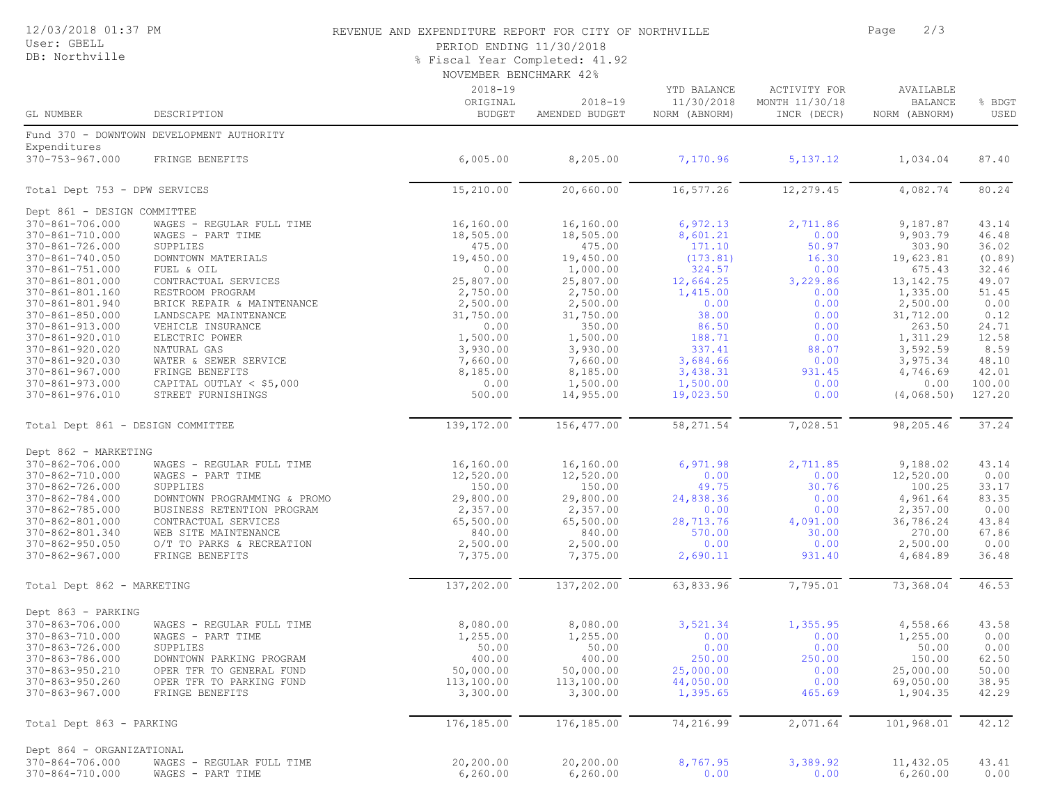REVENUE AND EXPENDITURE REPORT FOR CITY OF NORTHVILLE

PERIOD ENDING 11/30/2018

% Fiscal Year Completed: 41.92

NOVEMBER BENCHMARK 42%

| GL NUMBER | DESCRIPTION | 2018-19 ORIGINAL BUDGET | 2018-19 AMENDED BUDGET | YTD BALANCE 11/30/2018 NORM (ABNORM) | ACTIVITY FOR MONTH 11/30/18 INCR (DECR) | AVAILABLE BALANCE NORM (ABNORM) | % BDGT USED |
|---|---|---|---|---|---|---|---|
| Fund 370 - DOWNTOWN DEVELOPMENT AUTHORITY | | | | | | | |
| Expenditures | | | | | | | |
| 370-753-967.000 | FRINGE BENEFITS | 6,005.00 | 8,205.00 | 7,170.96 | 5,137.12 | 1,034.04 | 87.40 |
| Total Dept 753 - DPW SERVICES | | 15,210.00 | 20,660.00 | 16,577.26 | 12,279.45 | 4,082.74 | 80.24 |
| Dept 861 - DESIGN COMMITTEE | | | | | | | |
| 370-861-706.000 | WAGES - REGULAR FULL TIME | 16,160.00 | 16,160.00 | 6,972.13 | 2,711.86 | 9,187.87 | 43.14 |
| 370-861-710.000 | WAGES - PART TIME | 18,505.00 | 18,505.00 | 8,601.21 | 0.00 | 9,903.79 | 46.48 |
| 370-861-726.000 | SUPPLIES | 475.00 | 475.00 | 171.10 | 50.97 | 303.90 | 36.02 |
| 370-861-740.050 | DOWNTOWN MATERIALS | 19,450.00 | 19,450.00 | (173.81) | 16.30 | 19,623.81 | (0.89) |
| 370-861-751.000 | FUEL & OIL | 0.00 | 1,000.00 | 324.57 | 0.00 | 675.43 | 32.46 |
| 370-861-801.000 | CONTRACTUAL SERVICES | 25,807.00 | 25,807.00 | 12,664.25 | 3,229.86 | 13,142.75 | 49.07 |
| 370-861-801.160 | RESTROOM PROGRAM | 2,750.00 | 2,750.00 | 1,415.00 | 0.00 | 1,335.00 | 51.45 |
| 370-861-801.940 | BRICK REPAIR & MAINTENANCE | 2,500.00 | 2,500.00 | 0.00 | 0.00 | 2,500.00 | 0.00 |
| 370-861-850.000 | LANDSCAPE MAINTENANCE | 31,750.00 | 31,750.00 | 38.00 | 0.00 | 31,712.00 | 0.12 |
| 370-861-913.000 | VEHICLE INSURANCE | 0.00 | 350.00 | 86.50 | 0.00 | 263.50 | 24.71 |
| 370-861-920.010 | ELECTRIC POWER | 1,500.00 | 1,500.00 | 188.71 | 0.00 | 1,311.29 | 12.58 |
| 370-861-920.020 | NATURAL GAS | 3,930.00 | 3,930.00 | 337.41 | 88.07 | 3,592.59 | 8.59 |
| 370-861-920.030 | WATER & SEWER SERVICE | 7,660.00 | 7,660.00 | 3,684.66 | 0.00 | 3,975.34 | 48.10 |
| 370-861-967.000 | FRINGE BENEFITS | 8,185.00 | 8,185.00 | 3,438.31 | 931.45 | 4,746.69 | 42.01 |
| 370-861-973.000 | CAPITAL OUTLAY < $5,000 | 0.00 | 1,500.00 | 1,500.00 | 0.00 | 0.00 | 100.00 |
| 370-861-976.010 | STREET FURNISHINGS | 500.00 | 14,955.00 | 19,023.50 | 0.00 | (4,068.50) | 127.20 |
| Total Dept 861 - DESIGN COMMITTEE | | 139,172.00 | 156,477.00 | 58,271.54 | 7,028.51 | 98,205.46 | 37.24 |
| Dept 862 - MARKETING | | | | | | | |
| 370-862-706.000 | WAGES - REGULAR FULL TIME | 16,160.00 | 16,160.00 | 6,971.98 | 2,711.85 | 9,188.02 | 43.14 |
| 370-862-710.000 | WAGES - PART TIME | 12,520.00 | 12,520.00 | 0.00 | 0.00 | 12,520.00 | 0.00 |
| 370-862-726.000 | SUPPLIES | 150.00 | 150.00 | 49.75 | 30.76 | 100.25 | 33.17 |
| 370-862-784.000 | DOWNTOWN PROGRAMMING & PROMO | 29,800.00 | 29,800.00 | 24,838.36 | 0.00 | 4,961.64 | 83.35 |
| 370-862-785.000 | BUSINESS RETENTION PROGRAM | 2,357.00 | 2,357.00 | 0.00 | 0.00 | 2,357.00 | 0.00 |
| 370-862-801.000 | CONTRACTUAL SERVICES | 65,500.00 | 65,500.00 | 28,713.76 | 4,091.00 | 36,786.24 | 43.84 |
| 370-862-801.340 | WEB SITE MAINTENANCE | 840.00 | 840.00 | 570.00 | 30.00 | 270.00 | 67.86 |
| 370-862-950.050 | O/T TO PARKS & RECREATION | 2,500.00 | 2,500.00 | 0.00 | 0.00 | 2,500.00 | 0.00 |
| 370-862-967.000 | FRINGE BENEFITS | 7,375.00 | 7,375.00 | 2,690.11 | 931.40 | 4,684.89 | 36.48 |
| Total Dept 862 - MARKETING | | 137,202.00 | 137,202.00 | 63,833.96 | 7,795.01 | 73,368.04 | 46.53 |
| Dept 863 - PARKING | | | | | | | |
| 370-863-706.000 | WAGES - REGULAR FULL TIME | 8,080.00 | 8,080.00 | 3,521.34 | 1,355.95 | 4,558.66 | 43.58 |
| 370-863-710.000 | WAGES - PART TIME | 1,255.00 | 1,255.00 | 0.00 | 0.00 | 1,255.00 | 0.00 |
| 370-863-726.000 | SUPPLIES | 50.00 | 50.00 | 0.00 | 0.00 | 50.00 | 0.00 |
| 370-863-786.000 | DOWNTOWN PARKING PROGRAM | 400.00 | 400.00 | 250.00 | 250.00 | 150.00 | 62.50 |
| 370-863-950.210 | OPER TFR TO GENERAL FUND | 50,000.00 | 50,000.00 | 25,000.00 | 0.00 | 25,000.00 | 50.00 |
| 370-863-950.260 | OPER TFR TO PARKING FUND | 113,100.00 | 113,100.00 | 44,050.00 | 0.00 | 69,050.00 | 38.95 |
| 370-863-967.000 | FRINGE BENEFITS | 3,300.00 | 3,300.00 | 1,395.65 | 465.69 | 1,904.35 | 42.29 |
| Total Dept 863 - PARKING | | 176,185.00 | 176,185.00 | 74,216.99 | 2,071.64 | 101,968.01 | 42.12 |
| Dept 864 - ORGANIZATIONAL | | | | | | | |
| 370-864-706.000 | WAGES - REGULAR FULL TIME | 20,200.00 | 20,200.00 | 8,767.95 | 3,389.92 | 11,432.05 | 43.41 |
| 370-864-710.000 | WAGES - PART TIME | 6,260.00 | 6,260.00 | 0.00 | 0.00 | 6,260.00 | 0.00 |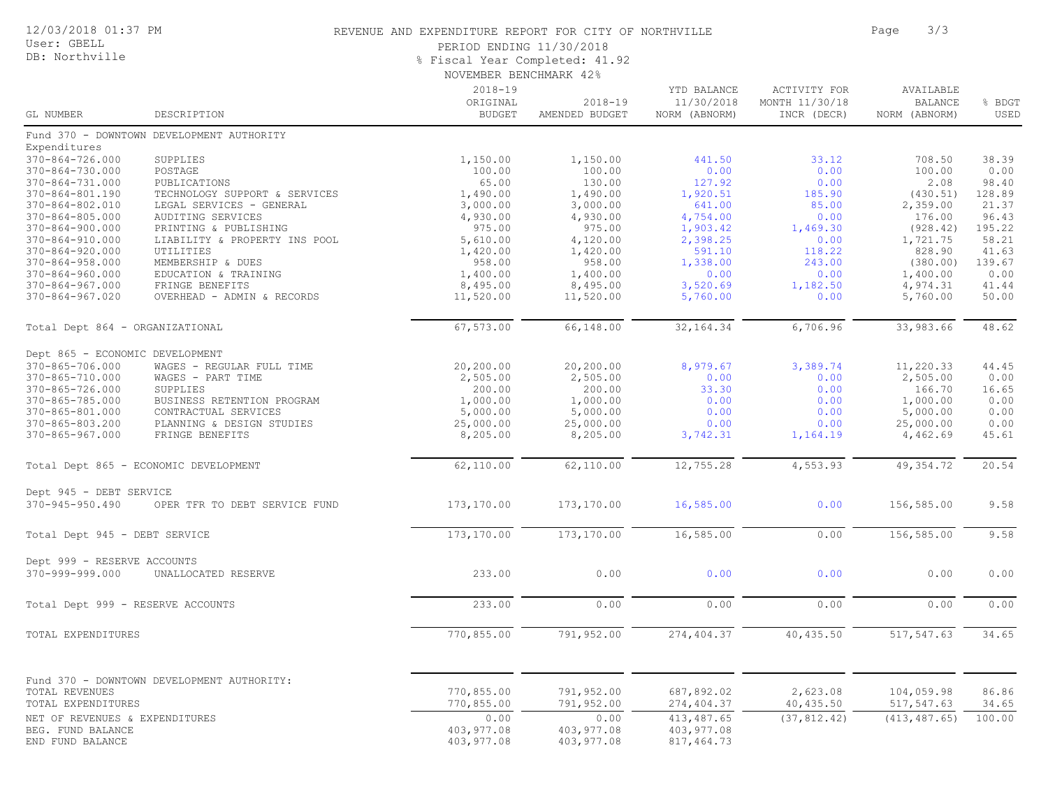REVENUE AND EXPENDITURE REPORT FOR CITY OF NORTHVILLE

PERIOD ENDING 11/30/2018

% Fiscal Year Completed: 41.92

NOVEMBER BENCHMARK 42%

12/03/2018 01:37 PM
User: GBELL
DB: Northville

| GL NUMBER | DESCRIPTION | 2018-19 ORIGINAL BUDGET | 2018-19 AMENDED BUDGET | YTD BALANCE 11/30/2018 NORM (ABNORM) | ACTIVITY FOR MONTH 11/30/18 INCR (DECR) | AVAILABLE BALANCE NORM (ABNORM) | % BDGT USED |
|---|---|---|---|---|---|---|---|
| Fund 370 - DOWNTOWN DEVELOPMENT AUTHORITY | | | | | | | |
| Expenditures | | | | | | | |
| 370-864-726.000 | SUPPLIES | 1,150.00 | 1,150.00 | 441.50 | 33.12 | 708.50 | 38.39 |
| 370-864-730.000 | POSTAGE | 100.00 | 100.00 | 0.00 | 0.00 | 100.00 | 0.00 |
| 370-864-731.000 | PUBLICATIONS | 65.00 | 130.00 | 127.92 | 0.00 | 2.08 | 98.40 |
| 370-864-801.190 | TECHNOLOGY SUPPORT & SERVICES | 1,490.00 | 1,490.00 | 1,920.51 | 185.90 | (430.51) | 128.89 |
| 370-864-802.010 | LEGAL SERVICES - GENERAL | 3,000.00 | 3,000.00 | 641.00 | 85.00 | 2,359.00 | 21.37 |
| 370-864-805.000 | AUDITING SERVICES | 4,930.00 | 4,930.00 | 4,754.00 | 0.00 | 176.00 | 96.43 |
| 370-864-900.000 | PRINTING & PUBLISHING | 975.00 | 975.00 | 1,903.42 | 1,469.30 | (928.42) | 195.22 |
| 370-864-910.000 | LIABILITY & PROPERTY INS POOL | 5,610.00 | 4,120.00 | 2,398.25 | 0.00 | 1,721.75 | 58.21 |
| 370-864-920.000 | UTILITIES | 1,420.00 | 1,420.00 | 591.10 | 118.22 | 828.90 | 41.63 |
| 370-864-958.000 | MEMBERSHIP & DUES | 958.00 | 958.00 | 1,338.00 | 243.00 | (380.00) | 139.67 |
| 370-864-960.000 | EDUCATION & TRAINING | 1,400.00 | 1,400.00 | 0.00 | 0.00 | 1,400.00 | 0.00 |
| 370-864-967.000 | FRINGE BENEFITS | 8,495.00 | 8,495.00 | 3,520.69 | 1,182.50 | 4,974.31 | 41.44 |
| 370-864-967.020 | OVERHEAD - ADMIN & RECORDS | 11,520.00 | 11,520.00 | 5,760.00 | 0.00 | 5,760.00 | 50.00 |
| Total Dept 864 - ORGANIZATIONAL | | 67,573.00 | 66,148.00 | 32,164.34 | 6,706.96 | 33,983.66 | 48.62 |
| Dept 865 - ECONOMIC DEVELOPMENT | | | | | | | |
| 370-865-706.000 | WAGES - REGULAR FULL TIME | 20,200.00 | 20,200.00 | 8,979.67 | 3,389.74 | 11,220.33 | 44.45 |
| 370-865-710.000 | WAGES - PART TIME | 2,505.00 | 2,505.00 | 0.00 | 0.00 | 2,505.00 | 0.00 |
| 370-865-726.000 | SUPPLIES | 200.00 | 200.00 | 33.30 | 0.00 | 166.70 | 16.65 |
| 370-865-785.000 | BUSINESS RETENTION PROGRAM | 1,000.00 | 1,000.00 | 0.00 | 0.00 | 1,000.00 | 0.00 |
| 370-865-801.000 | CONTRACTUAL SERVICES | 5,000.00 | 5,000.00 | 0.00 | 0.00 | 5,000.00 | 0.00 |
| 370-865-803.200 | PLANNING & DESIGN STUDIES | 25,000.00 | 25,000.00 | 0.00 | 0.00 | 25,000.00 | 0.00 |
| 370-865-967.000 | FRINGE BENEFITS | 8,205.00 | 8,205.00 | 3,742.31 | 1,164.19 | 4,462.69 | 45.61 |
| Total Dept 865 - ECONOMIC DEVELOPMENT | | 62,110.00 | 62,110.00 | 12,755.28 | 4,553.93 | 49,354.72 | 20.54 |
| Dept 945 - DEBT SERVICE | | | | | | | |
| 370-945-950.490 | OPER TFR TO DEBT SERVICE FUND | 173,170.00 | 173,170.00 | 16,585.00 | 0.00 | 156,585.00 | 9.58 |
| Total Dept 945 - DEBT SERVICE | | 173,170.00 | 173,170.00 | 16,585.00 | 0.00 | 156,585.00 | 9.58 |
| Dept 999 - RESERVE ACCOUNTS | | | | | | | |
| 370-999-999.000 | UNALLOCATED RESERVE | 233.00 | 0.00 | 0.00 | 0.00 | 0.00 | 0.00 |
| Total Dept 999 - RESERVE ACCOUNTS | | 233.00 | 0.00 | 0.00 | 0.00 | 0.00 | 0.00 |
| TOTAL EXPENDITURES | | 770,855.00 | 791,952.00 | 274,404.37 | 40,435.50 | 517,547.63 | 34.65 |
| Fund 370 - DOWNTOWN DEVELOPMENT AUTHORITY: | | | | | | | |
| TOTAL REVENUES | | 770,855.00 | 791,952.00 | 687,892.02 | 2,623.08 | 104,059.98 | 86.86 |
| TOTAL EXPENDITURES | | 770,855.00 | 791,952.00 | 274,404.37 | 40,435.50 | 517,547.63 | 34.65 |
| NET OF REVENUES & EXPENDITURES | | 0.00 | 0.00 | 413,487.65 | (37,812.42) | (413,487.65) | 100.00 |
| BEG. FUND BALANCE | | 403,977.08 | 403,977.08 | 403,977.08 | | | |
| END FUND BALANCE | | 403,977.08 | 403,977.08 | 817,464.73 | | | |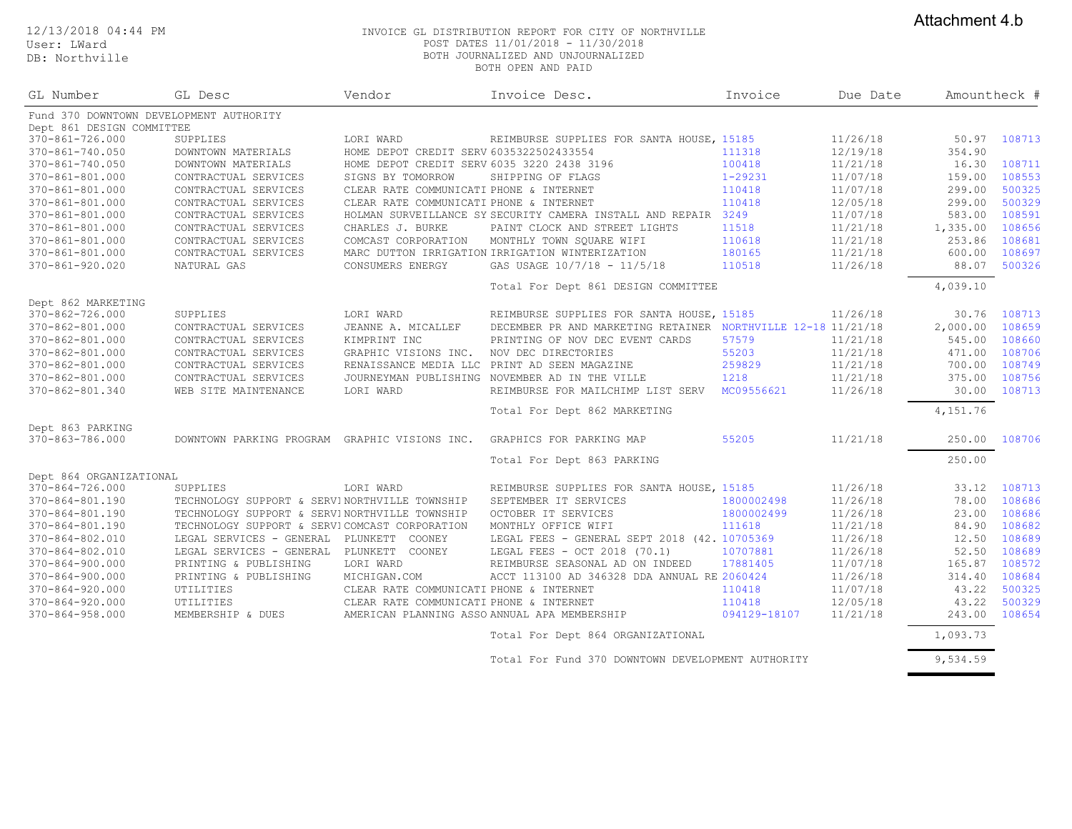Attachment 4.b

12/13/2018 04:44 PM
User: LWard
DB: Northville

INVOICE GL DISTRIBUTION REPORT FOR CITY OF NORTHVILLE
POST DATES 11/01/2018 - 11/30/2018
BOTH JOURNALIZED AND UNJOURNALIZED
BOTH OPEN AND PAID

| GL Number | GL Desc | Vendor | Invoice Desc. | Invoice | Due Date | Amount | Check # |
|---|---|---|---|---|---|---|---|
| Fund 370 DOWNTOWN DEVELOPMENT AUTHORITY | | | | | | | |
| Dept 861 DESIGN COMMITTEE | | | | | | | |
| 370-861-726.000 | SUPPLIES | LORI WARD | REIMBURSE SUPPLIES FOR SANTA HOUSE, | 15185 | 11/26/18 | 50.97 | 108713 |
| 370-861-740.050 | DOWNTOWN MATERIALS | HOME DEPOT CREDIT SERV | 6035322502433554 | 111318 | 12/19/18 | 354.90 | |
| 370-861-740.050 | DOWNTOWN MATERIALS | HOME DEPOT CREDIT SERV | 6035 3220 2438 3196 | 100418 | 11/21/18 | 16.30 | 108711 |
| 370-861-801.000 | CONTRACTUAL SERVICES | SIGNS BY TOMORROW | SHIPPING OF FLAGS | 1-29231 | 11/07/18 | 159.00 | 108553 |
| 370-861-801.000 | CONTRACTUAL SERVICES | CLEAR RATE COMMUNICATI | PHONE & INTERNET | 110418 | 11/07/18 | 299.00 | 500325 |
| 370-861-801.000 | CONTRACTUAL SERVICES | CLEAR RATE COMMUNICATI | PHONE & INTERNET | 110418 | 12/05/18 | 299.00 | 500329 |
| 370-861-801.000 | CONTRACTUAL SERVICES | HOLMAN SURVEILLANCE SY | SECURITY CAMERA INSTALL AND REPAIR | 3249 | 11/07/18 | 583.00 | 108591 |
| 370-861-801.000 | CONTRACTUAL SERVICES | CHARLES J. BURKE | PAINT CLOCK AND STREET LIGHTS | 11518 | 11/21/18 | 1,335.00 | 108656 |
| 370-861-801.000 | CONTRACTUAL SERVICES | COMCAST CORPORATION | MONTHLY TOWN SQUARE WIFI | 110618 | 11/21/18 | 253.86 | 108681 |
| 370-861-801.000 | CONTRACTUAL SERVICES | MARC DUTTON IRRIGATION | IRRIGATION WINTERIZATION | 180165 | 11/21/18 | 600.00 | 108697 |
| 370-861-920.020 | NATURAL GAS | CONSUMERS ENERGY | GAS USAGE 10/7/18 - 11/5/18 | 110518 | 11/26/18 | 88.07 | 500326 |
| | | | Total For Dept 861 DESIGN COMMITTEE | | | 4,039.10 | |
| Dept 862 MARKETING | | | | | | | |
| 370-862-726.000 | SUPPLIES | LORI WARD | REIMBURSE SUPPLIES FOR SANTA HOUSE, | 15185 | 11/26/18 | 30.76 | 108713 |
| 370-862-801.000 | CONTRACTUAL SERVICES | JEANNE A. MICALLEF | DECEMBER PR AND MARKETING RETAINER | NORTHVILLE 12-18 | 11/21/18 | 2,000.00 | 108659 |
| 370-862-801.000 | CONTRACTUAL SERVICES | KIMPRINT INC | PRINTING OF NOV DEC EVENT CARDS | 57579 | 11/21/18 | 545.00 | 108660 |
| 370-862-801.000 | CONTRACTUAL SERVICES | GRAPHIC VISIONS INC. | NOV DEC DIRECTORIES | 55203 | 11/21/18 | 471.00 | 108706 |
| 370-862-801.000 | CONTRACTUAL SERVICES | RENAISSANCE MEDIA LLC | PRINT AD SEEN MAGAZINE | 259829 | 11/21/18 | 700.00 | 108749 |
| 370-862-801.000 | CONTRACTUAL SERVICES | JOURNEYMAN PUBLISHING | NOVEMBER AD IN THE VILLE | 1218 | 11/21/18 | 375.00 | 108756 |
| 370-862-801.340 | WEB SITE MAINTENANCE | LORI WARD | REIMBURSE FOR MAILCHIMP LIST SERV | MC09556621 | 11/26/18 | 30.00 | 108713 |
| | | | Total For Dept 862 MARKETING | | | 4,151.76 | |
| Dept 863 PARKING | | | | | | | |
| 370-863-786.000 | DOWNTOWN PARKING PROGRAM | GRAPHIC VISIONS INC. | GRAPHICS FOR PARKING MAP | 55205 | 11/21/18 | 250.00 | 108706 |
| | | | Total For Dept 863 PARKING | | | 250.00 | |
| Dept 864 ORGANIZATIONAL | | | | | | | |
| 370-864-726.000 | SUPPLIES | LORI WARD | REIMBURSE SUPPLIES FOR SANTA HOUSE, | 15185 | 11/26/18 | 33.12 | 108713 |
| 370-864-801.190 | TECHNOLOGY SUPPORT & SERVI | NORTHVILLE TOWNSHIP | SEPTEMBER IT SERVICES | 1800002498 | 11/26/18 | 78.00 | 108686 |
| 370-864-801.190 | TECHNOLOGY SUPPORT & SERVI | NORTHVILLE TOWNSHIP | OCTOBER IT SERVICES | 1800002499 | 11/26/18 | 23.00 | 108686 |
| 370-864-801.190 | TECHNOLOGY SUPPORT & SERVI | COMCAST CORPORATION | MONTHLY OFFICE WIFI | 111618 | 11/21/18 | 84.90 | 108682 |
| 370-864-802.010 | LEGAL SERVICES - GENERAL | PLUNKETT COONEY | LEGAL FEES - GENERAL SEPT 2018 (42. | 10705369 | 11/26/18 | 12.50 | 108689 |
| 370-864-802.010 | LEGAL SERVICES - GENERAL | PLUNKETT COONEY | LEGAL FEES - OCT 2018 (70.1) | 10707881 | 11/26/18 | 52.50 | 108689 |
| 370-864-900.000 | PRINTING & PUBLISHING | LORI WARD | REIMBURSE SEASONAL AD ON INDEED | 17881405 | 11/07/18 | 165.87 | 108572 |
| 370-864-900.000 | PRINTING & PUBLISHING | MICHIGAN.COM | ACCT 113100 AD 346328 DDA ANNUAL RE | 2060424 | 11/26/18 | 314.40 | 108684 |
| 370-864-920.000 | UTILITIES | CLEAR RATE COMMUNICATI | PHONE & INTERNET | 110418 | 11/07/18 | 43.22 | 500325 |
| 370-864-920.000 | UTILITIES | CLEAR RATE COMMUNICATI | PHONE & INTERNET | 110418 | 12/05/18 | 43.22 | 500329 |
| 370-864-958.000 | MEMBERSHIP & DUES | AMERICAN PLANNING ASSO | ANNUAL APA MEMBERSHIP | 094129-18107 | 11/21/18 | 243.00 | 108654 |
| | | | Total For Dept 864 ORGANIZATIONAL | | | 1,093.73 | |
| | | | Total For Fund 370 DOWNTOWN DEVELOPMENT AUTHORITY | | | 9,534.59 | |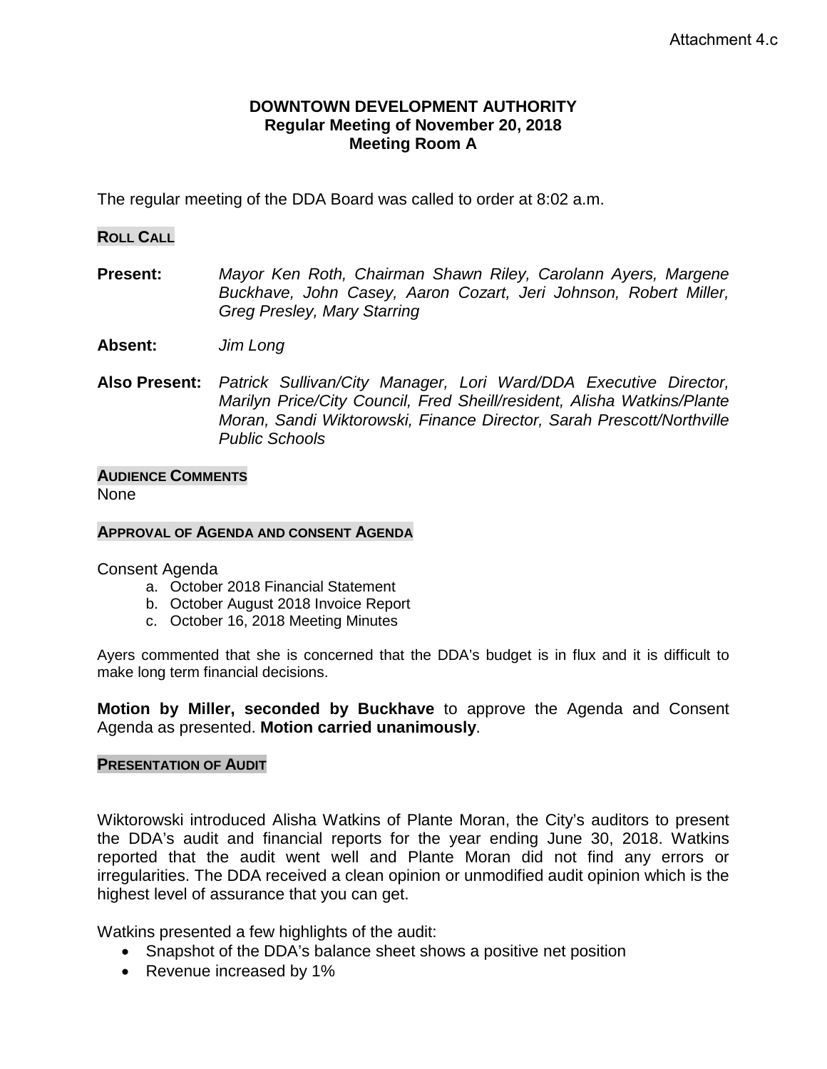Attachment 4.c

# DOWNTOWN DEVELOPMENT AUTHORITY
## Regular Meeting of November 20, 2018
## Meeting Room A

The regular meeting of the DDA Board was called to order at 8:02 a.m.

**ROLL CALL**

**Present:** *Mayor Ken Roth, Chairman Shawn Riley, Carolann Ayers, Margene Buckhave, John Casey, Aaron Cozart, Jeri Johnson, Robert Miller, Greg Presley, Mary Starring*

**Absent:** *Jim Long*

**Also Present:** *Patrick Sullivan/City Manager, Lori Ward/DDA Executive Director, Marilyn Price/City Council, Fred Sheill/resident, Alisha Watkins/Plante Moran, Sandi Wiktorowski, Finance Director, Sarah Prescott/Northville Public Schools*

**AUDIENCE COMMENTS**

None

**APPROVAL OF AGENDA AND CONSENT AGENDA**

Consent Agenda

a. October 2018 Financial Statement
b. October August 2018 Invoice Report
c. October 16, 2018 Meeting Minutes

Ayers commented that she is concerned that the DDA's budget is in flux and it is difficult to make long term financial decisions.

**Motion by Miller, seconded by Buckhave** to approve the Agenda and Consent Agenda as presented. **Motion carried unanimously**.

**PRESENTATION OF AUDIT**

Wiktorowski introduced Alisha Watkins of Plante Moran, the City's auditors to present the DDA's audit and financial reports for the year ending June 30, 2018. Watkins reported that the audit went well and Plante Moran did not find any errors or irregularities. The DDA received a clean opinion or unmodified audit opinion which is the highest level of assurance that you can get.

Watkins presented a few highlights of the audit:

- Snapshot of the DDA's balance sheet shows a positive net position
- Revenue increased by 1%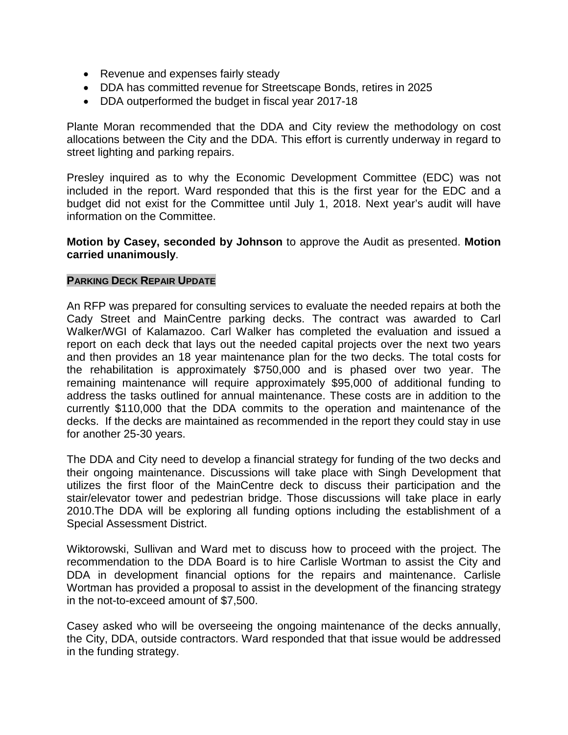- Revenue and expenses fairly steady
- DDA has committed revenue for Streetscape Bonds, retires in 2025
- DDA outperformed the budget in fiscal year 2017-18

Plante Moran recommended that the DDA and City review the methodology on cost allocations between the City and the DDA. This effort is currently underway in regard to street lighting and parking repairs.

Presley inquired as to why the Economic Development Committee (EDC) was not included in the report. Ward responded that this is the first year for the EDC and a budget did not exist for the Committee until July 1, 2018. Next year's audit will have information on the Committee.

**Motion by Casey, seconded by Johnson** to approve the Audit as presented. **Motion carried unanimously**.

**PARKING DECK REPAIR UPDATE**

An RFP was prepared for consulting services to evaluate the needed repairs at both the Cady Street and MainCentre parking decks. The contract was awarded to Carl Walker/WGI of Kalamazoo. Carl Walker has completed the evaluation and issued a report on each deck that lays out the needed capital projects over the next two years and then provides an 18 year maintenance plan for the two decks. The total costs for the rehabilitation is approximately $750,000 and is phased over two year. The remaining maintenance will require approximately $95,000 of additional funding to address the tasks outlined for annual maintenance. These costs are in addition to the currently $110,000 that the DDA commits to the operation and maintenance of the decks. If the decks are maintained as recommended in the report they could stay in use for another 25-30 years.

The DDA and City need to develop a financial strategy for funding of the two decks and their ongoing maintenance. Discussions will take place with Singh Development that utilizes the first floor of the MainCentre deck to discuss their participation and the stair/elevator tower and pedestrian bridge. Those discussions will take place in early 2010.The DDA will be exploring all funding options including the establishment of a Special Assessment District.

Wiktorowski, Sullivan and Ward met to discuss how to proceed with the project. The recommendation to the DDA Board is to hire Carlisle Wortman to assist the City and DDA in development financial options for the repairs and maintenance. Carlisle Wortman has provided a proposal to assist in the development of the financing strategy in the not-to-exceed amount of $7,500.

Casey asked who will be overseeing the ongoing maintenance of the decks annually, the City, DDA, outside contractors. Ward responded that that issue would be addressed in the funding strategy.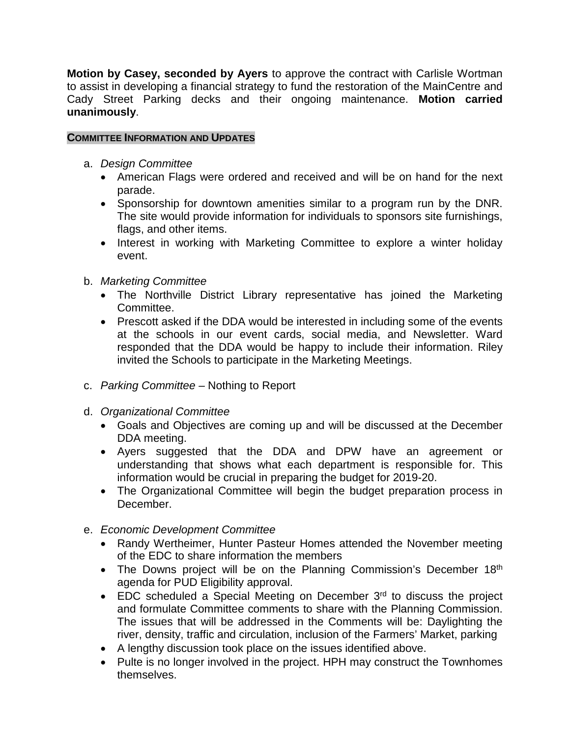**Motion by Casey, seconded by Ayers** to approve the contract with Carlisle Wortman to assist in developing a financial strategy to fund the restoration of the MainCentre and Cady Street Parking decks and their ongoing maintenance. **Motion carried unanimously**.

## COMMITTEE INFORMATION AND UPDATES

a. *Design Committee*
   - American Flags were ordered and received and will be on hand for the next parade.
   - Sponsorship for downtown amenities similar to a program run by the DNR. The site would provide information for individuals to sponsors site furnishings, flags, and other items.
   - Interest in working with Marketing Committee to explore a winter holiday event.

b. *Marketing Committee*
   - The Northville District Library representative has joined the Marketing Committee.
   - Prescott asked if the DDA would be interested in including some of the events at the schools in our event cards, social media, and Newsletter. Ward responded that the DDA would be happy to include their information. Riley invited the Schools to participate in the Marketing Meetings.

c. *Parking Committee* – Nothing to Report

d. *Organizational Committee*
   - Goals and Objectives are coming up and will be discussed at the December DDA meeting.
   - Ayers suggested that the DDA and DPW have an agreement or understanding that shows what each department is responsible for. This information would be crucial in preparing the budget for 2019-20.
   - The Organizational Committee will begin the budget preparation process in December.

e. *Economic Development Committee*
   - Randy Wertheimer, Hunter Pasteur Homes attended the November meeting of the EDC to share information the members
   - The Downs project will be on the Planning Commission's December 18th agenda for PUD Eligibility approval.
   - EDC scheduled a Special Meeting on December 3rd to discuss the project and formulate Committee comments to share with the Planning Commission. The issues that will be addressed in the Comments will be: Daylighting the river, density, traffic and circulation, inclusion of the Farmers' Market, parking
   - A lengthy discussion took place on the issues identified above.
   - Pulte is no longer involved in the project. HPH may construct the Townhomes themselves.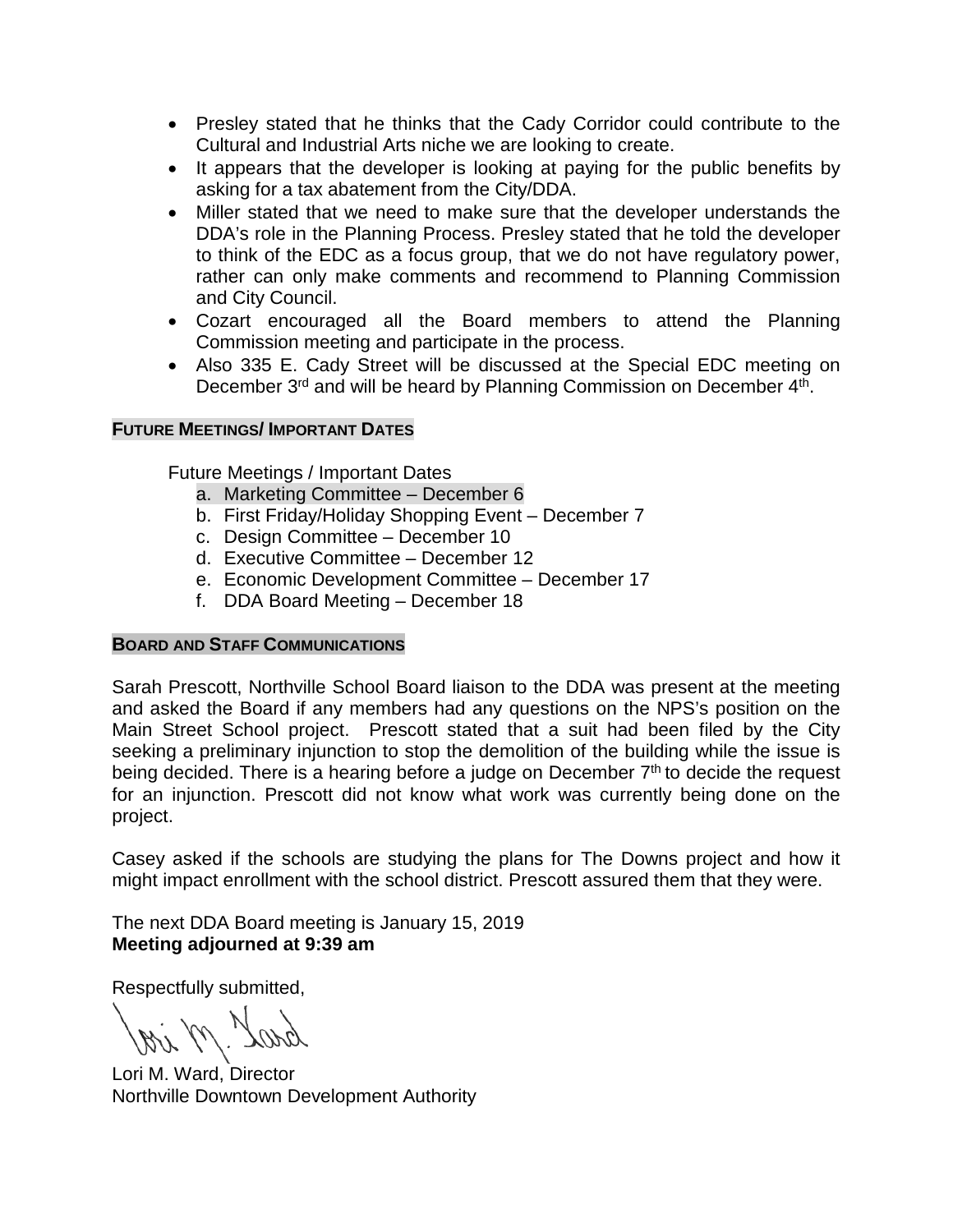- Presley stated that he thinks that the Cady Corridor could contribute to the Cultural and Industrial Arts niche we are looking to create.
- It appears that the developer is looking at paying for the public benefits by asking for a tax abatement from the City/DDA.
- Miller stated that we need to make sure that the developer understands the DDA's role in the Planning Process. Presley stated that he told the developer to think of the EDC as a focus group, that we do not have regulatory power, rather can only make comments and recommend to Planning Commission and City Council.
- Cozart encouraged all the Board members to attend the Planning Commission meeting and participate in the process.
- Also 335 E. Cady Street will be discussed at the Special EDC meeting on December 3rd and will be heard by Planning Commission on December 4th.

**FUTURE MEETINGS/ IMPORTANT DATES**

Future Meetings / Important Dates

a. Marketing Committee – December 6
b. First Friday/Holiday Shopping Event – December 7
c. Design Committee – December 10
d. Executive Committee – December 12
e. Economic Development Committee – December 17
f. DDA Board Meeting – December 18

**BOARD AND STAFF COMMUNICATIONS**

Sarah Prescott, Northville School Board liaison to the DDA was present at the meeting and asked the Board if any members had any questions on the NPS's position on the Main Street School project. Prescott stated that a suit had been filed by the City seeking a preliminary injunction to stop the demolition of the building while the issue is being decided. There is a hearing before a judge on December 7th to decide the request for an injunction. Prescott did not know what work was currently being done on the project.

Casey asked if the schools are studying the plans for The Downs project and how it might impact enrollment with the school district. Prescott assured them that they were.

The next DDA Board meeting is January 15, 2019
**Meeting adjourned at 9:39 am**

Respectfully submitted,

Lori M. Ward, Director
Northville Downtown Development Authority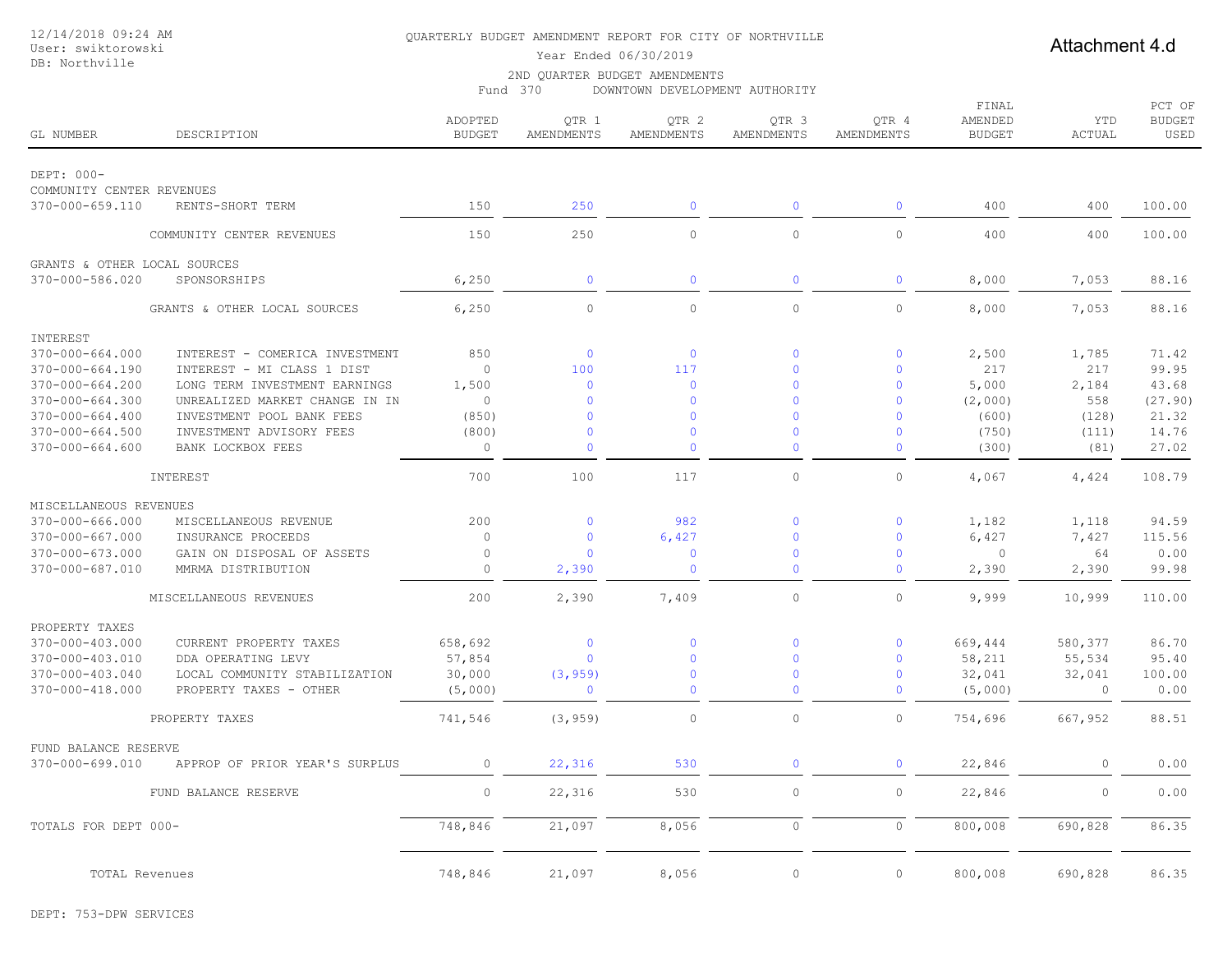12/14/2018 09:24 AM
User: swiktorowski
DB: Northville

QUARTERLY BUDGET AMENDMENT REPORT FOR CITY OF NORTHVILLE
Year Ended 06/30/2019
2ND QUARTER BUDGET AMENDMENTS
Fund 370 DOWNTOWN DEVELOPMENT AUTHORITY

Attachment 4.d

| GL NUMBER | DESCRIPTION | ADOPTED BUDGET | QTR 1 AMENDMENTS | QTR 2 AMENDMENTS | QTR 3 AMENDMENTS | QTR 4 AMENDMENTS | FINAL AMENDED BUDGET | YTD ACTUAL | PCT OF BUDGET USED |
|---|---|---|---|---|---|---|---|---|---|
| DEPT: 000- | | | | | | | | | |
| COMMUNITY CENTER REVENUES | | | | | | | | | |
| 370-000-659.110 | RENTS-SHORT TERM | 150 | 250 | 0 | 0 | 0 | 400 | 400 | 100.00 |
| | COMMUNITY CENTER REVENUES | 150 | 250 | 0 | 0 | 0 | 400 | 400 | 100.00 |
| GRANTS & OTHER LOCAL SOURCES | | | | | | | | | |
| 370-000-586.020 | SPONSORSHIPS | 6,250 | 0 | 0 | 0 | 0 | 8,000 | 7,053 | 88.16 |
| | GRANTS & OTHER LOCAL SOURCES | 6,250 | 0 | 0 | 0 | 0 | 8,000 | 7,053 | 88.16 |
| INTEREST | | | | | | | | | |
| 370-000-664.000 | INTEREST - COMERICA INVESTMENT | 850 | 0 | 0 | 0 | 0 | 2,500 | 1,785 | 71.42 |
| 370-000-664.190 | INTEREST - MI CLASS 1 DIST | 0 | 100 | 117 | 0 | 0 | 217 | 217 | 99.95 |
| 370-000-664.200 | LONG TERM INVESTMENT EARNINGS | 1,500 | 0 | 0 | 0 | 0 | 5,000 | 2,184 | 43.68 |
| 370-000-664.300 | UNREALIZED MARKET CHANGE IN IN | 0 | 0 | 0 | 0 | 0 | (2,000) | 558 | (27.90) |
| 370-000-664.400 | INVESTMENT POOL BANK FEES | (850) | 0 | 0 | 0 | 0 | (600) | (128) | 21.32 |
| 370-000-664.500 | INVESTMENT ADVISORY FEES | (800) | 0 | 0 | 0 | 0 | (750) | (111) | 14.76 |
| 370-000-664.600 | BANK LOCKBOX FEES | 0 | 0 | 0 | 0 | 0 | (300) | (81) | 27.02 |
| | INTEREST | 700 | 100 | 117 | 0 | 0 | 4,067 | 4,424 | 108.79 |
| MISCELLANEOUS REVENUES | | | | | | | | | |
| 370-000-666.000 | MISCELLANEOUS REVENUE | 200 | 0 | 982 | 0 | 0 | 1,182 | 1,118 | 94.59 |
| 370-000-667.000 | INSURANCE PROCEEDS | 0 | 0 | 6,427 | 0 | 0 | 6,427 | 7,427 | 115.56 |
| 370-000-673.000 | GAIN ON DISPOSAL OF ASSETS | 0 | 0 | 0 | 0 | 0 | 0 | 64 | 0.00 |
| 370-000-687.010 | MMRMA DISTRIBUTION | 0 | 2,390 | 0 | 0 | 0 | 2,390 | 2,390 | 99.98 |
| | MISCELLANEOUS REVENUES | 200 | 2,390 | 7,409 | 0 | 0 | 9,999 | 10,999 | 110.00 |
| PROPERTY TAXES | | | | | | | | | |
| 370-000-403.000 | CURRENT PROPERTY TAXES | 658,692 | 0 | 0 | 0 | 0 | 669,444 | 580,377 | 86.70 |
| 370-000-403.010 | DDA OPERATING LEVY | 57,854 | 0 | 0 | 0 | 0 | 58,211 | 55,534 | 95.40 |
| 370-000-403.040 | LOCAL COMMUNITY STABILIZATION | 30,000 | (3,959) | 0 | 0 | 0 | 32,041 | 32,041 | 100.00 |
| 370-000-418.000 | PROPERTY TAXES - OTHER | (5,000) | 0 | 0 | 0 | 0 | (5,000) | 0 | 0.00 |
| | PROPERTY TAXES | 741,546 | (3,959) | 0 | 0 | 0 | 754,696 | 667,952 | 88.51 |
| FUND BALANCE RESERVE | | | | | | | | | |
| 370-000-699.010 | APPROP OF PRIOR YEAR'S SURPLUS | 0 | 22,316 | 530 | 0 | 0 | 22,846 | 0 | 0.00 |
| | FUND BALANCE RESERVE | 0 | 22,316 | 530 | 0 | 0 | 22,846 | 0 | 0.00 |
| TOTALS FOR DEPT 000- | | 748,846 | 21,097 | 8,056 | 0 | 0 | 800,008 | 690,828 | 86.35 |
| TOTAL Revenues | | 748,846 | 21,097 | 8,056 | 0 | 0 | 800,008 | 690,828 | 86.35 |

DEPT: 753-DPW SERVICES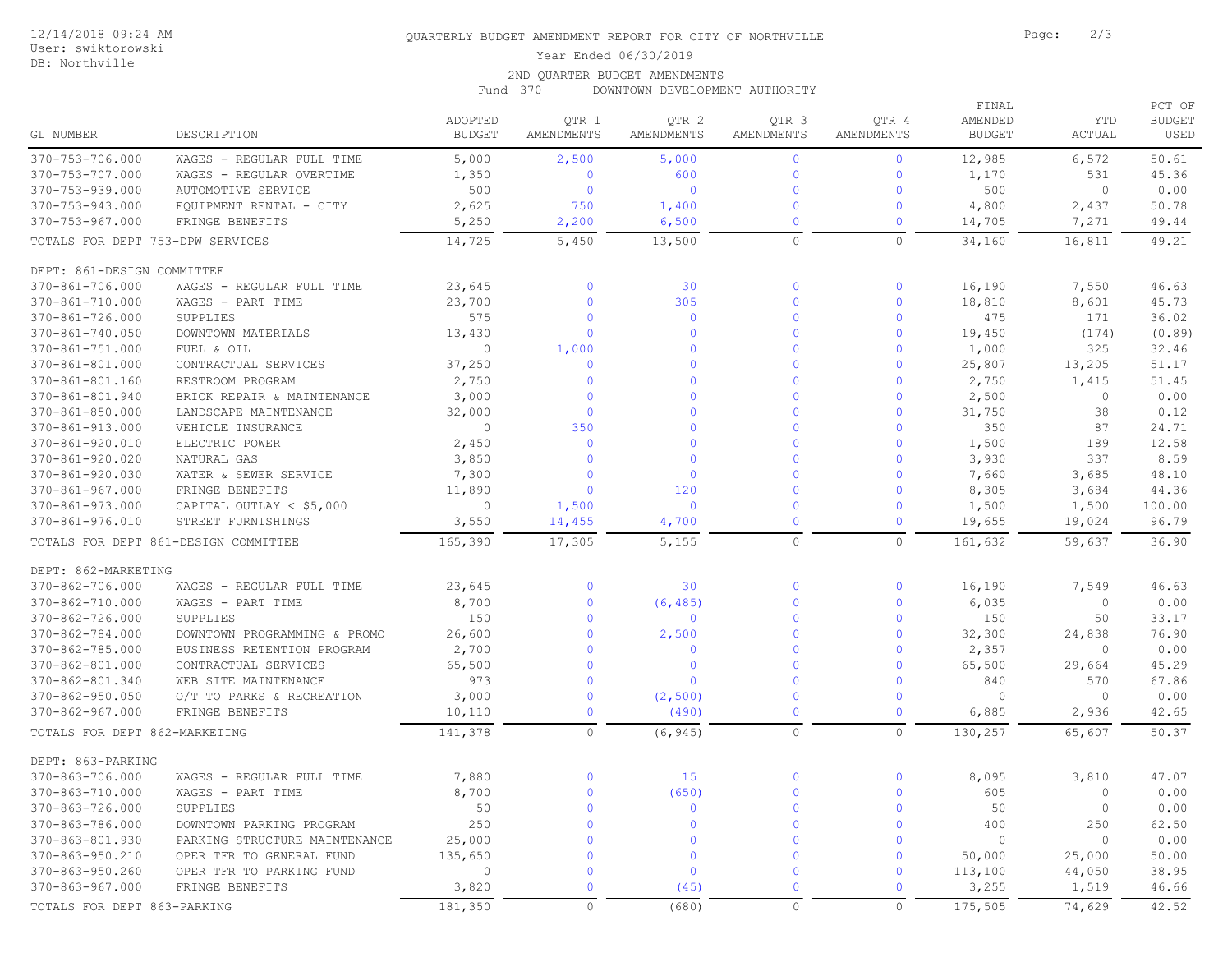12/14/2018 09:24 AM
User: swiktorowski
DB: Northville

QUARTERLY BUDGET AMENDMENT REPORT FOR CITY OF NORTHVILLE
Year Ended 06/30/2019
2ND QUARTER BUDGET AMENDMENTS
Fund 370 DOWNTOWN DEVELOPMENT AUTHORITY

| GL NUMBER | DESCRIPTION | ADOPTED BUDGET | QTR 1 AMENDMENTS | QTR 2 AMENDMENTS | QTR 3 AMENDMENTS | QTR 4 AMENDMENTS | FINAL AMENDED BUDGET | YTD ACTUAL | PCT OF BUDGET USED |
|---|---|---|---|---|---|---|---|---|---|
| 370-753-706.000 | WAGES - REGULAR FULL TIME | 5,000 | 2,500 | 5,000 | 0 | 0 | 12,985 | 6,572 | 50.61 |
| 370-753-707.000 | WAGES - REGULAR OVERTIME | 1,350 | 0 | 600 | 0 | 0 | 1,170 | 531 | 45.36 |
| 370-753-939.000 | AUTOMOTIVE SERVICE | 500 | 0 | 0 | 0 | 0 | 500 | 0 | 0.00 |
| 370-753-943.000 | EQUIPMENT RENTAL - CITY | 2,625 | 750 | 1,400 | 0 | 0 | 4,800 | 2,437 | 50.78 |
| 370-753-967.000 | FRINGE BENEFITS | 5,250 | 2,200 | 6,500 | 0 | 0 | 14,705 | 7,271 | 49.44 |
| TOTALS FOR DEPT 753-DPW SERVICES | | 14,725 | 5,450 | 13,500 | 0 | 0 | 34,160 | 16,811 | 49.21 |
| DEPT: 861-DESIGN COMMITTEE | | | | | | | | | |
| 370-861-706.000 | WAGES - REGULAR FULL TIME | 23,645 | 0 | 30 | 0 | 0 | 16,190 | 7,550 | 46.63 |
| 370-861-710.000 | WAGES - PART TIME | 23,700 | 0 | 305 | 0 | 0 | 18,810 | 8,601 | 45.73 |
| 370-861-726.000 | SUPPLIES | 575 | 0 | 0 | 0 | 0 | 475 | 171 | 36.02 |
| 370-861-740.050 | DOWNTOWN MATERIALS | 13,430 | 0 | 0 | 0 | 0 | 19,450 | (174) | (0.89) |
| 370-861-751.000 | FUEL & OIL | 0 | 1,000 | 0 | 0 | 0 | 1,000 | 325 | 32.46 |
| 370-861-801.000 | CONTRACTUAL SERVICES | 37,250 | 0 | 0 | 0 | 0 | 25,807 | 13,205 | 51.17 |
| 370-861-801.160 | RESTROOM PROGRAM | 2,750 | 0 | 0 | 0 | 0 | 2,750 | 1,415 | 51.45 |
| 370-861-801.940 | BRICK REPAIR & MAINTENANCE | 3,000 | 0 | 0 | 0 | 0 | 2,500 | 0 | 0.00 |
| 370-861-850.000 | LANDSCAPE MAINTENANCE | 32,000 | 0 | 0 | 0 | 0 | 31,750 | 38 | 0.12 |
| 370-861-913.000 | VEHICLE INSURANCE | 0 | 350 | 0 | 0 | 0 | 350 | 87 | 24.71 |
| 370-861-920.010 | ELECTRIC POWER | 2,450 | 0 | 0 | 0 | 0 | 1,500 | 189 | 12.58 |
| 370-861-920.020 | NATURAL GAS | 3,850 | 0 | 0 | 0 | 0 | 3,930 | 337 | 8.59 |
| 370-861-920.030 | WATER & SEWER SERVICE | 7,300 | 0 | 0 | 0 | 0 | 7,660 | 3,685 | 48.10 |
| 370-861-967.000 | FRINGE BENEFITS | 11,890 | 0 | 120 | 0 | 0 | 8,305 | 3,684 | 44.36 |
| 370-861-973.000 | CAPITAL OUTLAY < $5,000 | 0 | 1,500 | 0 | 0 | 0 | 1,500 | 1,500 | 100.00 |
| 370-861-976.010 | STREET FURNISHINGS | 3,550 | 14,455 | 4,700 | 0 | 0 | 19,655 | 19,024 | 96.79 |
| TOTALS FOR DEPT 861-DESIGN COMMITTEE | | 165,390 | 17,305 | 5,155 | 0 | 0 | 161,632 | 59,637 | 36.90 |
| DEPT: 862-MARKETING | | | | | | | | | |
| 370-862-706.000 | WAGES - REGULAR FULL TIME | 23,645 | 0 | 30 | 0 | 0 | 16,190 | 7,549 | 46.63 |
| 370-862-710.000 | WAGES - PART TIME | 8,700 | 0 | (6,485) | 0 | 0 | 6,035 | 0 | 0.00 |
| 370-862-726.000 | SUPPLIES | 150 | 0 | 0 | 0 | 0 | 150 | 50 | 33.17 |
| 370-862-784.000 | DOWNTOWN PROGRAMMING & PROMO | 26,600 | 0 | 2,500 | 0 | 0 | 32,300 | 24,838 | 76.90 |
| 370-862-785.000 | BUSINESS RETENTION PROGRAM | 2,700 | 0 | 0 | 0 | 0 | 2,357 | 0 | 0.00 |
| 370-862-801.000 | CONTRACTUAL SERVICES | 65,500 | 0 | 0 | 0 | 0 | 65,500 | 29,664 | 45.29 |
| 370-862-801.340 | WEB SITE MAINTENANCE | 973 | 0 | 0 | 0 | 0 | 840 | 570 | 67.86 |
| 370-862-950.050 | O/T TO PARKS & RECREATION | 3,000 | 0 | (2,500) | 0 | 0 | 0 | 0 | 0.00 |
| 370-862-967.000 | FRINGE BENEFITS | 10,110 | 0 | (490) | 0 | 0 | 6,885 | 2,936 | 42.65 |
| TOTALS FOR DEPT 862-MARKETING | | 141,378 | 0 | (6,945) | 0 | 0 | 130,257 | 65,607 | 50.37 |
| DEPT: 863-PARKING | | | | | | | | | |
| 370-863-706.000 | WAGES - REGULAR FULL TIME | 7,880 | 0 | 15 | 0 | 0 | 8,095 | 3,810 | 47.07 |
| 370-863-710.000 | WAGES - PART TIME | 8,700 | 0 | (650) | 0 | 0 | 605 | 0 | 0.00 |
| 370-863-726.000 | SUPPLIES | 50 | 0 | 0 | 0 | 0 | 50 | 0 | 0.00 |
| 370-863-786.000 | DOWNTOWN PARKING PROGRAM | 250 | 0 | 0 | 0 | 0 | 400 | 250 | 62.50 |
| 370-863-801.930 | PARKING STRUCTURE MAINTENANCE | 25,000 | 0 | 0 | 0 | 0 | 0 | 0 | 0.00 |
| 370-863-950.210 | OPER TFR TO GENERAL FUND | 135,650 | 0 | 0 | 0 | 0 | 50,000 | 25,000 | 50.00 |
| 370-863-950.260 | OPER TFR TO PARKING FUND | 0 | 0 | 0 | 0 | 0 | 113,100 | 44,050 | 38.95 |
| 370-863-967.000 | FRINGE BENEFITS | 3,820 | 0 | (45) | 0 | 0 | 3,255 | 1,519 | 46.66 |
| TOTALS FOR DEPT 863-PARKING | | 181,350 | 0 | (680) | 0 | 0 | 175,505 | 74,629 | 42.52 |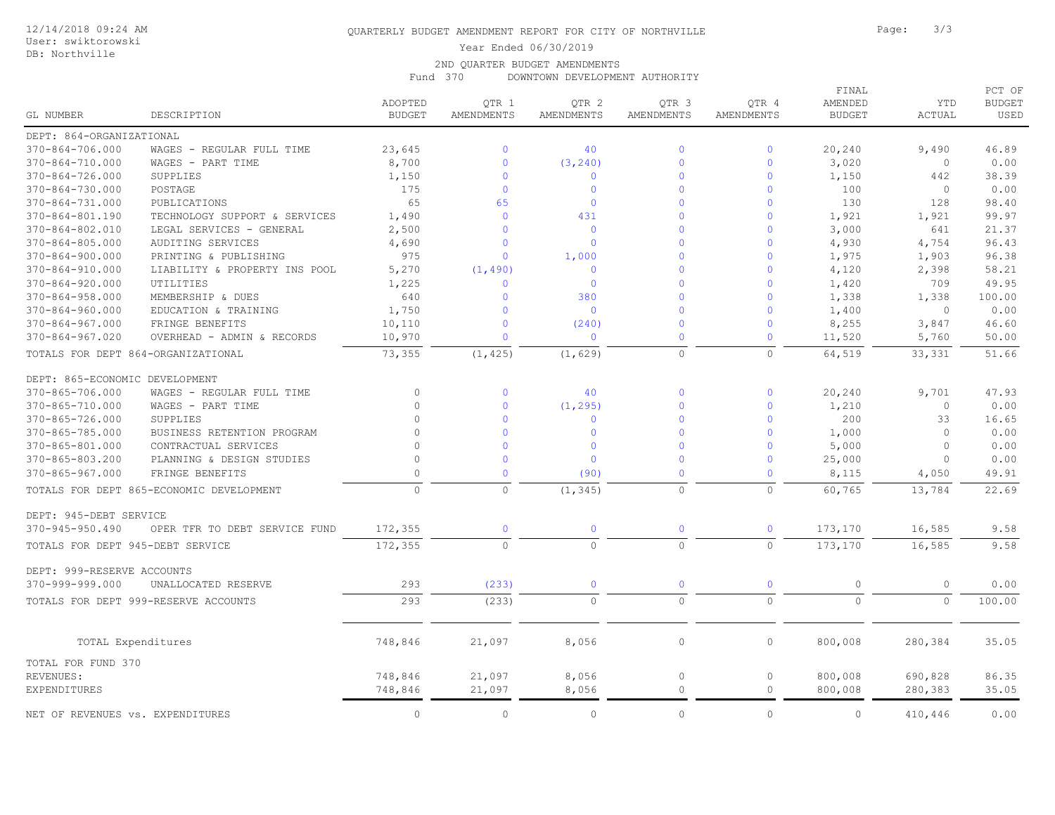12/14/2018 09:24 AM
User: swiktorowski
DB: Northville

# QUARTERLY BUDGET AMENDMENT REPORT FOR CITY OF NORTHVILLE

Year Ended 06/30/2019

2ND QUARTER BUDGET AMENDMENTS

Fund 370 DOWNTOWN DEVELOPMENT AUTHORITY

| GL NUMBER | DESCRIPTION | ADOPTED BUDGET | QTR 1 AMENDMENTS | QTR 2 AMENDMENTS | QTR 3 AMENDMENTS | QTR 4 AMENDMENTS | FINAL AMENDED BUDGET | YTD ACTUAL | PCT OF BUDGET USED |
|---|---|---|---|---|---|---|---|---|---|
| DEPT: 864-ORGANIZATIONAL | | | | | | | | | |
| 370-864-706.000 | WAGES - REGULAR FULL TIME | 23,645 | 0 | 40 | 0 | 0 | 20,240 | 9,490 | 46.89 |
| 370-864-710.000 | WAGES - PART TIME | 8,700 | 0 | (3,240) | 0 | 0 | 3,020 | 0 | 0.00 |
| 370-864-726.000 | SUPPLIES | 1,150 | 0 | 0 | 0 | 0 | 1,150 | 442 | 38.39 |
| 370-864-730.000 | POSTAGE | 175 | 0 | 0 | 0 | 0 | 100 | 0 | 0.00 |
| 370-864-731.000 | PUBLICATIONS | 65 | 65 | 0 | 0 | 0 | 130 | 128 | 98.40 |
| 370-864-801.190 | TECHNOLOGY SUPPORT & SERVICES | 1,490 | 0 | 431 | 0 | 0 | 1,921 | 1,921 | 99.97 |
| 370-864-802.010 | LEGAL SERVICES - GENERAL | 2,500 | 0 | 0 | 0 | 0 | 3,000 | 641 | 21.37 |
| 370-864-805.000 | AUDITING SERVICES | 4,690 | 0 | 0 | 0 | 0 | 4,930 | 4,754 | 96.43 |
| 370-864-900.000 | PRINTING & PUBLISHING | 975 | 0 | 1,000 | 0 | 0 | 1,975 | 1,903 | 96.38 |
| 370-864-910.000 | LIABILITY & PROPERTY INS POOL | 5,270 | (1,490) | 0 | 0 | 0 | 4,120 | 2,398 | 58.21 |
| 370-864-920.000 | UTILITIES | 1,225 | 0 | 0 | 0 | 0 | 1,420 | 709 | 49.95 |
| 370-864-958.000 | MEMBERSHIP & DUES | 640 | 0 | 380 | 0 | 0 | 1,338 | 1,338 | 100.00 |
| 370-864-960.000 | EDUCATION & TRAINING | 1,750 | 0 | 0 | 0 | 0 | 1,400 | 0 | 0.00 |
| 370-864-967.000 | FRINGE BENEFITS | 10,110 | 0 | (240) | 0 | 0 | 8,255 | 3,847 | 46.60 |
| 370-864-967.020 | OVERHEAD - ADMIN & RECORDS | 10,970 | 0 | 0 | 0 | 0 | 11,520 | 5,760 | 50.00 |
| TOTALS FOR DEPT 864-ORGANIZATIONAL | | 73,355 | (1,425) | (1,629) | 0 | 0 | 64,519 | 33,331 | 51.66 |
| DEPT: 865-ECONOMIC DEVELOPMENT | | | | | | | | | |
| 370-865-706.000 | WAGES - REGULAR FULL TIME | 0 | 0 | 40 | 0 | 0 | 20,240 | 9,701 | 47.93 |
| 370-865-710.000 | WAGES - PART TIME | 0 | 0 | (1,295) | 0 | 0 | 1,210 | 0 | 0.00 |
| 370-865-726.000 | SUPPLIES | 0 | 0 | 0 | 0 | 0 | 200 | 33 | 16.65 |
| 370-865-785.000 | BUSINESS RETENTION PROGRAM | 0 | 0 | 0 | 0 | 0 | 1,000 | 0 | 0.00 |
| 370-865-801.000 | CONTRACTUAL SERVICES | 0 | 0 | 0 | 0 | 0 | 5,000 | 0 | 0.00 |
| 370-865-803.200 | PLANNING & DESIGN STUDIES | 0 | 0 | 0 | 0 | 0 | 25,000 | 0 | 0.00 |
| 370-865-967.000 | FRINGE BENEFITS | 0 | 0 | (90) | 0 | 0 | 8,115 | 4,050 | 49.91 |
| TOTALS FOR DEPT 865-ECONOMIC DEVELOPMENT | | 0 | 0 | (1,345) | 0 | 0 | 60,765 | 13,784 | 22.69 |
| DEPT: 945-DEBT SERVICE | | | | | | | | | |
| 370-945-950.490 | OPER TFR TO DEBT SERVICE FUND | 172,355 | 0 | 0 | 0 | 0 | 173,170 | 16,585 | 9.58 |
| TOTALS FOR DEPT 945-DEBT SERVICE | | 172,355 | 0 | 0 | 0 | 0 | 173,170 | 16,585 | 9.58 |
| DEPT: 999-RESERVE ACCOUNTS | | | | | | | | | |
| 370-999-999.000 | UNALLOCATED RESERVE | 293 | (233) | 0 | 0 | 0 | 0 | 0 | 0.00 |
| TOTALS FOR DEPT 999-RESERVE ACCOUNTS | | 293 | (233) | 0 | 0 | 0 | 0 | 0 | 100.00 |
| TOTAL Expenditures | | 748,846 | 21,097 | 8,056 | 0 | 0 | 800,008 | 280,384 | 35.05 |
| TOTAL FOR FUND 370 | | | | | | | | | |
| REVENUES: | | 748,846 | 21,097 | 8,056 | 0 | 0 | 800,008 | 690,828 | 86.35 |
| EXPENDITURES | | 748,846 | 21,097 | 8,056 | 0 | 0 | 800,008 | 280,383 | 35.05 |
| NET OF REVENUES vs. EXPENDITURES | | 0 | 0 | 0 | 0 | 0 | 0 | 410,446 | 0.00 |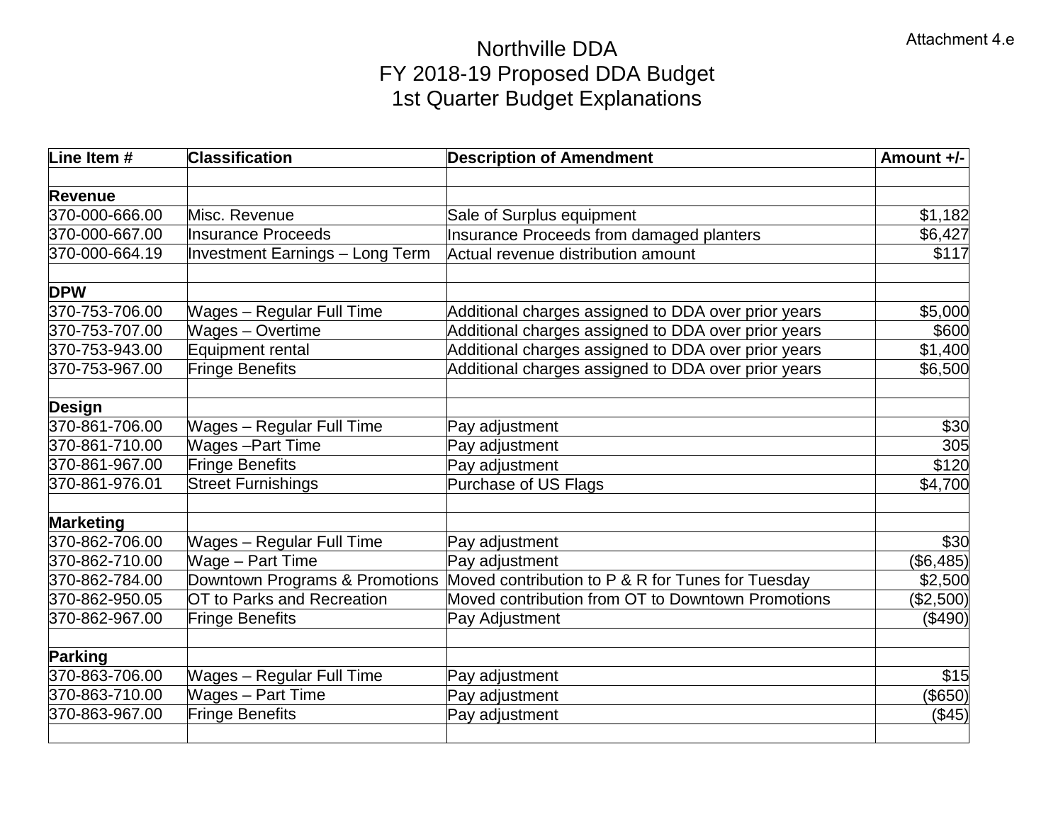Attachment 4.e

# Northville DDA
## FY 2018-19 Proposed DDA Budget
## 1st Quarter Budget Explanations

| Line Item # | Classification | Description of Amendment | Amount +/- |
|---|---|---|---|
| | | | |
| **Revenue** | | | |
| 370-000-666.00 | Misc. Revenue | Sale of Surplus equipment | $1,182 |
| 370-000-667.00 | Insurance Proceeds | Insurance Proceeds from damaged planters | $6,427 |
| 370-000-664.19 | Investment Earnings – Long Term | Actual revenue distribution amount | $117 |
| | | | |
| **DPW** | | | |
| 370-753-706.00 | Wages – Regular Full Time | Additional charges assigned to DDA over prior years | $5,000 |
| 370-753-707.00 | Wages – Overtime | Additional charges assigned to DDA over prior years | $600 |
| 370-753-943.00 | Equipment rental | Additional charges assigned to DDA over prior years | $1,400 |
| 370-753-967.00 | Fringe Benefits | Additional charges assigned to DDA over prior years | $6,500 |
| | | | |
| **Design** | | | |
| 370-861-706.00 | Wages – Regular Full Time | Pay adjustment | $30 |
| 370-861-710.00 | Wages –Part Time | Pay adjustment | 305 |
| 370-861-967.00 | Fringe Benefits | Pay adjustment | $120 |
| 370-861-976.01 | Street Furnishings | Purchase of US Flags | $4,700 |
| | | | |
| **Marketing** | | | |
| 370-862-706.00 | Wages – Regular Full Time | Pay adjustment | $30 |
| 370-862-710.00 | Wage – Part Time | Pay adjustment | ($6,485) |
| 370-862-784.00 | Downtown Programs & Promotions | Moved contribution to P & R for Tunes for Tuesday | $2,500 |
| 370-862-950.05 | OT to Parks and Recreation | Moved contribution from OT to Downtown Promotions | ($2,500) |
| 370-862-967.00 | Fringe Benefits | Pay Adjustment | ($490) |
| | | | |
| **Parking** | | | |
| 370-863-706.00 | Wages – Regular Full Time | Pay adjustment | $15 |
| 370-863-710.00 | Wages – Part Time | Pay adjustment | ($650) |
| 370-863-967.00 | Fringe Benefits | Pay adjustment | ($45) |
| | | | |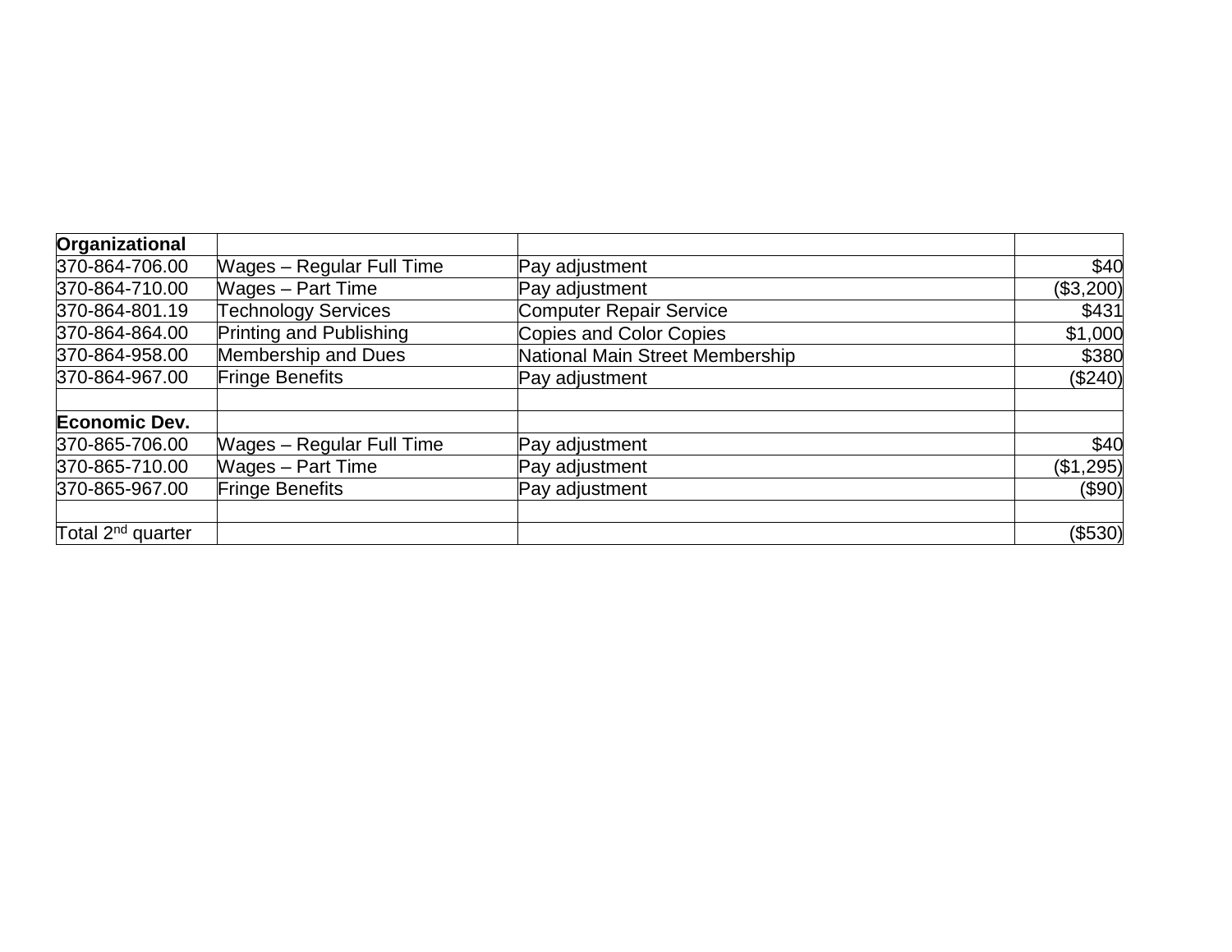| **Organizational** | | | |
|---|---|---|---|
| 370-864-706.00 | Wages – Regular Full Time | Pay adjustment | $40 |
| 370-864-710.00 | Wages – Part Time | Pay adjustment | ($3,200) |
| 370-864-801.19 | Technology Services | Computer Repair Service | $431 |
| 370-864-864.00 | Printing and Publishing | Copies and Color Copies | $1,000 |
| 370-864-958.00 | Membership and Dues | National Main Street Membership | $380 |
| 370-864-967.00 | Fringe Benefits | Pay adjustment | ($240) |
| | | | |
| **Economic Dev.** | | | |
| 370-865-706.00 | Wages – Regular Full Time | Pay adjustment | $40 |
| 370-865-710.00 | Wages – Part Time | Pay adjustment | ($1,295) |
| 370-865-967.00 | Fringe Benefits | Pay adjustment | ($90) |
| | | | |
| Total 2nd quarter | | | ($530) |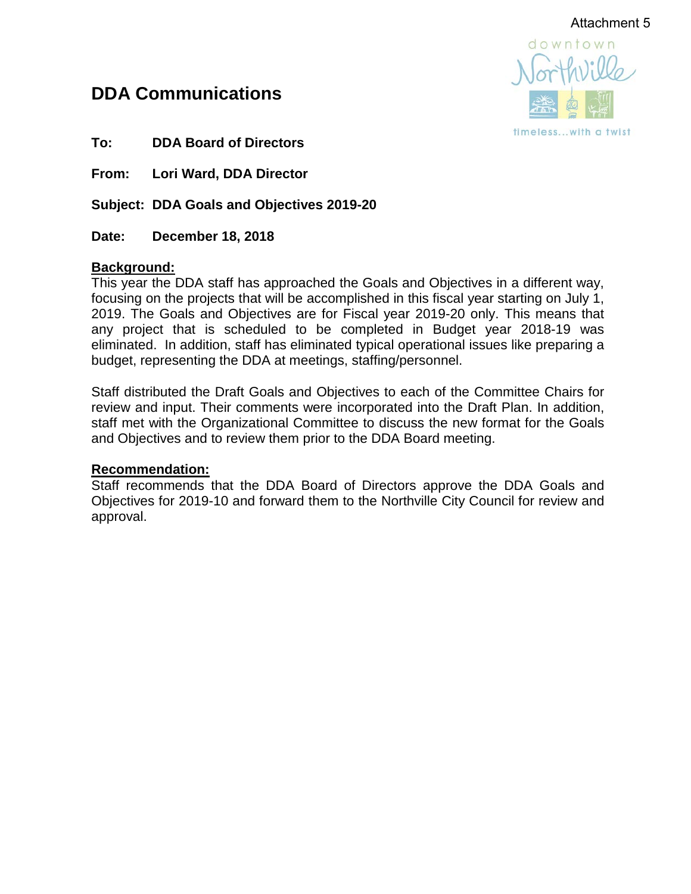Attachment 5

downtown Northville
timeless...with a twist

# DDA Communications

**To:** **DDA Board of Directors**

**From:** **Lori Ward, DDA Director**

**Subject:** **DDA Goals and Objectives 2019-20**

**Date:** **December 18, 2018**

**Background:**

This year the DDA staff has approached the Goals and Objectives in a different way, focusing on the projects that will be accomplished in this fiscal year starting on July 1, 2019. The Goals and Objectives are for Fiscal year 2019-20 only. This means that any project that is scheduled to be completed in Budget year 2018-19 was eliminated. In addition, staff has eliminated typical operational issues like preparing a budget, representing the DDA at meetings, staffing/personnel.

Staff distributed the Draft Goals and Objectives to each of the Committee Chairs for review and input. Their comments were incorporated into the Draft Plan. In addition, staff met with the Organizational Committee to discuss the new format for the Goals and Objectives and to review them prior to the DDA Board meeting.

**Recommendation:**

Staff recommends that the DDA Board of Directors approve the DDA Goals and Objectives for 2019-10 and forward them to the Northville City Council for review and approval.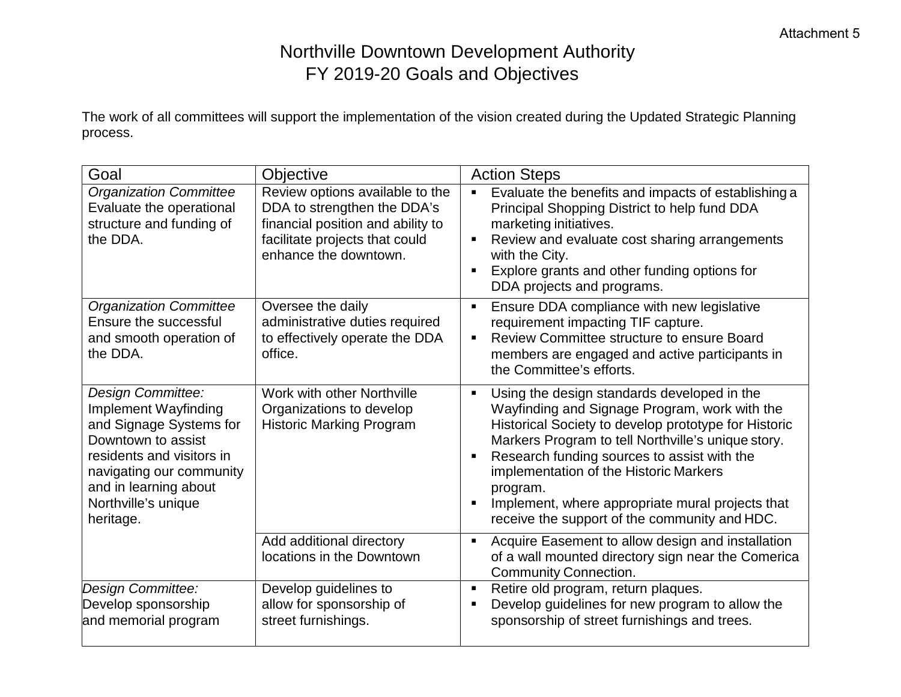Attachment 5

# Northville Downtown Development Authority
## FY 2019-20 Goals and Objectives

The work of all committees will support the implementation of the vision created during the Updated Strategic Planning process.

| Goal | Objective | Action Steps |
|---|---|---|
| *Organization Committee* Evaluate the operational structure and funding of the DDA. | Review options available to the DDA to strengthen the DDA's financial position and ability to facilitate projects that could enhance the downtown. | ▪ Evaluate the benefits and impacts of establishing a Principal Shopping District to help fund DDA marketing initiatives.<br>▪ Review and evaluate cost sharing arrangements with the City.<br>▪ Explore grants and other funding options for DDA projects and programs. |
| *Organization Committee* Ensure the successful and smooth operation of the DDA. | Oversee the daily administrative duties required to effectively operate the DDA office. | ▪ Ensure DDA compliance with new legislative requirement impacting TIF capture.<br>▪ Review Committee structure to ensure Board members are engaged and active participants in the Committee's efforts. |
| *Design Committee:* Implement Wayfinding and Signage Systems for Downtown to assist residents and visitors in navigating our community and in learning about Northville's unique heritage. | Work with other Northville Organizations to develop Historic Marking Program | ▪ Using the design standards developed in the Wayfinding and Signage Program, work with the Historical Society to develop prototype for Historic Markers Program to tell Northville's unique story.<br>▪ Research funding sources to assist with the implementation of the Historic Markers program.<br>▪ Implement, where appropriate mural projects that receive the support of the community and HDC. |
| | Add additional directory locations in the Downtown | ▪ Acquire Easement to allow design and installation of a wall mounted directory sign near the Comerica Community Connection. |
| *Design Committee:* Develop sponsorship and memorial program | Develop guidelines to allow for sponsorship of street furnishings. | ▪ Retire old program, return plaques.<br>▪ Develop guidelines for new program to allow the sponsorship of street furnishings and trees. |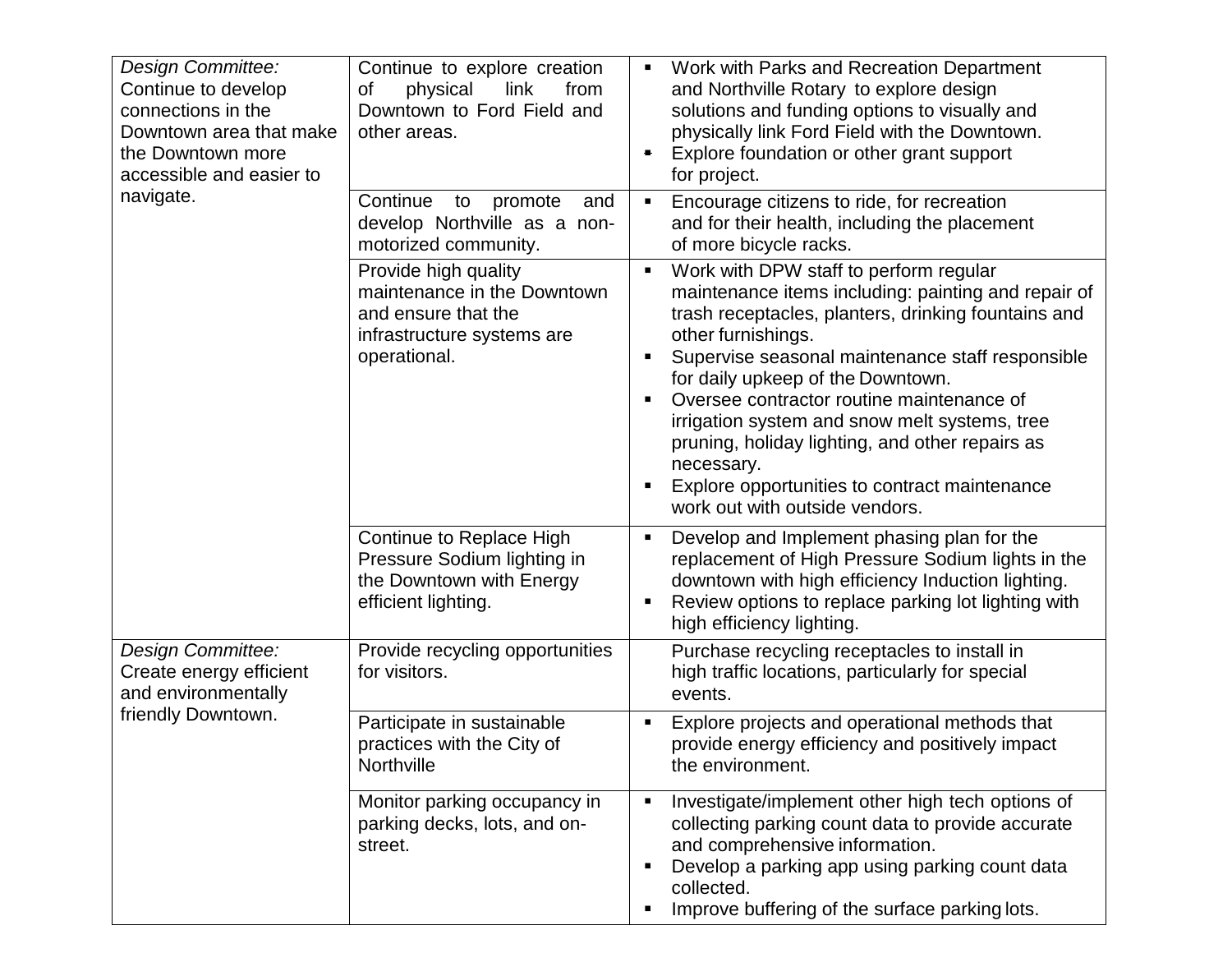| | | |
|---|---|---|
| *Design Committee:* Continue to develop connections in the Downtown area that make the Downtown more accessible and easier to navigate. | Continue to explore creation of physical link from Downtown to Ford Field and other areas. | ▪ Work with Parks and Recreation Department and Northville Rotary to explore design solutions and funding options to visually and physically link Ford Field with the Downtown.<br>▪ Explore foundation or other grant support for project. |
| | Continue to promote and develop Northville as a non-motorized community. | ▪ Encourage citizens to ride, for recreation and for their health, including the placement of more bicycle racks. |
| | Provide high quality maintenance in the Downtown and ensure that the infrastructure systems are operational. | ▪ Work with DPW staff to perform regular maintenance items including: painting and repair of trash receptacles, planters, drinking fountains and other furnishings.<br>▪ Supervise seasonal maintenance staff responsible for daily upkeep of the Downtown.<br>▪ Oversee contractor routine maintenance of irrigation system and snow melt systems, tree pruning, holiday lighting, and other repairs as necessary.<br>▪ Explore opportunities to contract maintenance work out with outside vendors. |
| | Continue to Replace High Pressure Sodium lighting in the Downtown with Energy efficient lighting. | ▪ Develop and Implement phasing plan for the replacement of High Pressure Sodium lights in the downtown with high efficiency Induction lighting.<br>▪ Review options to replace parking lot lighting with high efficiency lighting. |
| *Design Committee:* Create energy efficient and environmentally friendly Downtown. | Provide recycling opportunities for visitors. | Purchase recycling receptacles to install in high traffic locations, particularly for special events. |
| | Participate in sustainable practices with the City of Northville | ▪ Explore projects and operational methods that provide energy efficiency and positively impact the environment. |
| | Monitor parking occupancy in parking decks, lots, and on-street. | ▪ Investigate/implement other high tech options of collecting parking count data to provide accurate and comprehensive information.<br>▪ Develop a parking app using parking count data collected.<br>▪ Improve buffering of the surface parking lots. |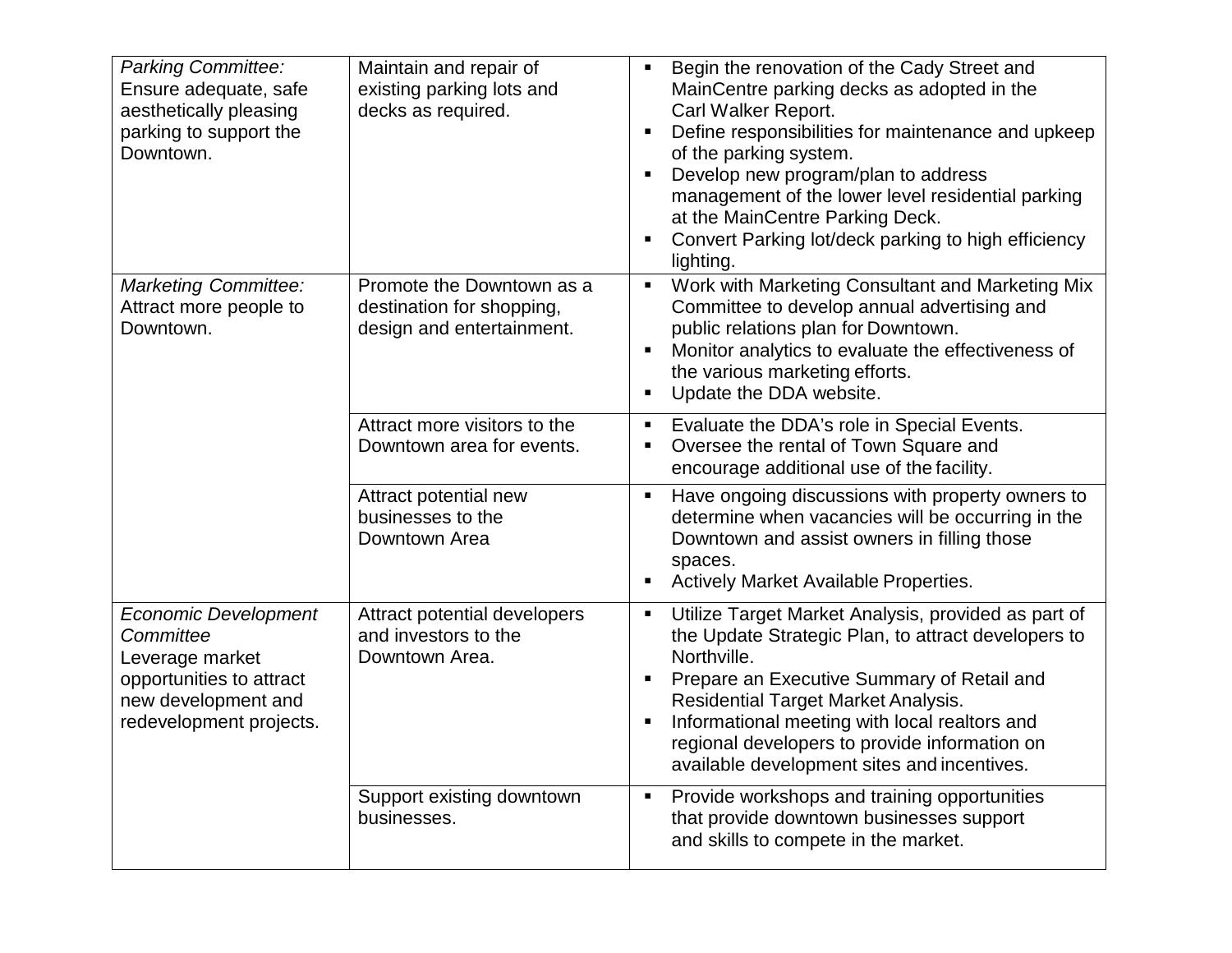| | | |
|---|---|---|
| *Parking Committee:* Ensure adequate, safe aesthetically pleasing parking to support the Downtown. | Maintain and repair of existing parking lots and decks as required. | ▪ Begin the renovation of the Cady Street and MainCentre parking decks as adopted in the Carl Walker Report.<br>▪ Define responsibilities for maintenance and upkeep of the parking system.<br>▪ Develop new program/plan to address management of the lower level residential parking at the MainCentre Parking Deck.<br>▪ Convert Parking lot/deck parking to high efficiency lighting. |
| *Marketing Committee:* Attract more people to Downtown. | Promote the Downtown as a destination for shopping, design and entertainment. | ▪ Work with Marketing Consultant and Marketing Mix Committee to develop annual advertising and public relations plan for Downtown.<br>▪ Monitor analytics to evaluate the effectiveness of the various marketing efforts.<br>▪ Update the DDA website. |
| | Attract more visitors to the Downtown area for events. | ▪ Evaluate the DDA's role in Special Events.<br>▪ Oversee the rental of Town Square and encourage additional use of the facility. |
| | Attract potential new businesses to the Downtown Area | ▪ Have ongoing discussions with property owners to determine when vacancies will be occurring in the Downtown and assist owners in filling those spaces.<br>▪ Actively Market Available Properties. |
| *Economic Development Committee* Leverage market opportunities to attract new development and redevelopment projects. | Attract potential developers and investors to the Downtown Area. | ▪ Utilize Target Market Analysis, provided as part of the Update Strategic Plan, to attract developers to Northville.<br>▪ Prepare an Executive Summary of Retail and Residential Target Market Analysis.<br>▪ Informational meeting with local realtors and regional developers to provide information on available development sites and incentives. |
| | Support existing downtown businesses. | ▪ Provide workshops and training opportunities that provide downtown businesses support and skills to compete in the market. |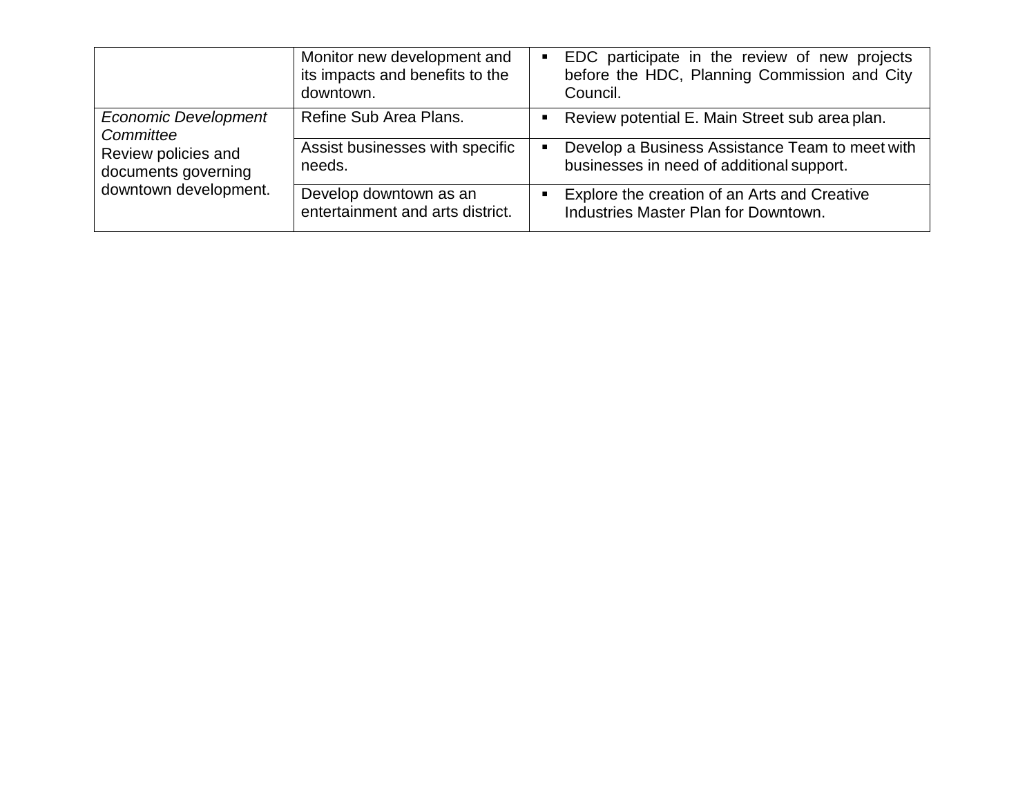| | | |
|---|---|---|
| | Monitor new development and its impacts and benefits to the downtown. | ▪ EDC participate in the review of new projects before the HDC, Planning Commission and City Council. |
| *Economic Development Committee* Review policies and documents governing downtown development. | Refine Sub Area Plans. | ▪ Review potential E. Main Street sub area plan. |
| | Assist businesses with specific needs. | ▪ Develop a Business Assistance Team to meet with businesses in need of additional support. |
| | Develop downtown as an entertainment and arts district. | ▪ Explore the creation of an Arts and Creative Industries Master Plan for Downtown. |